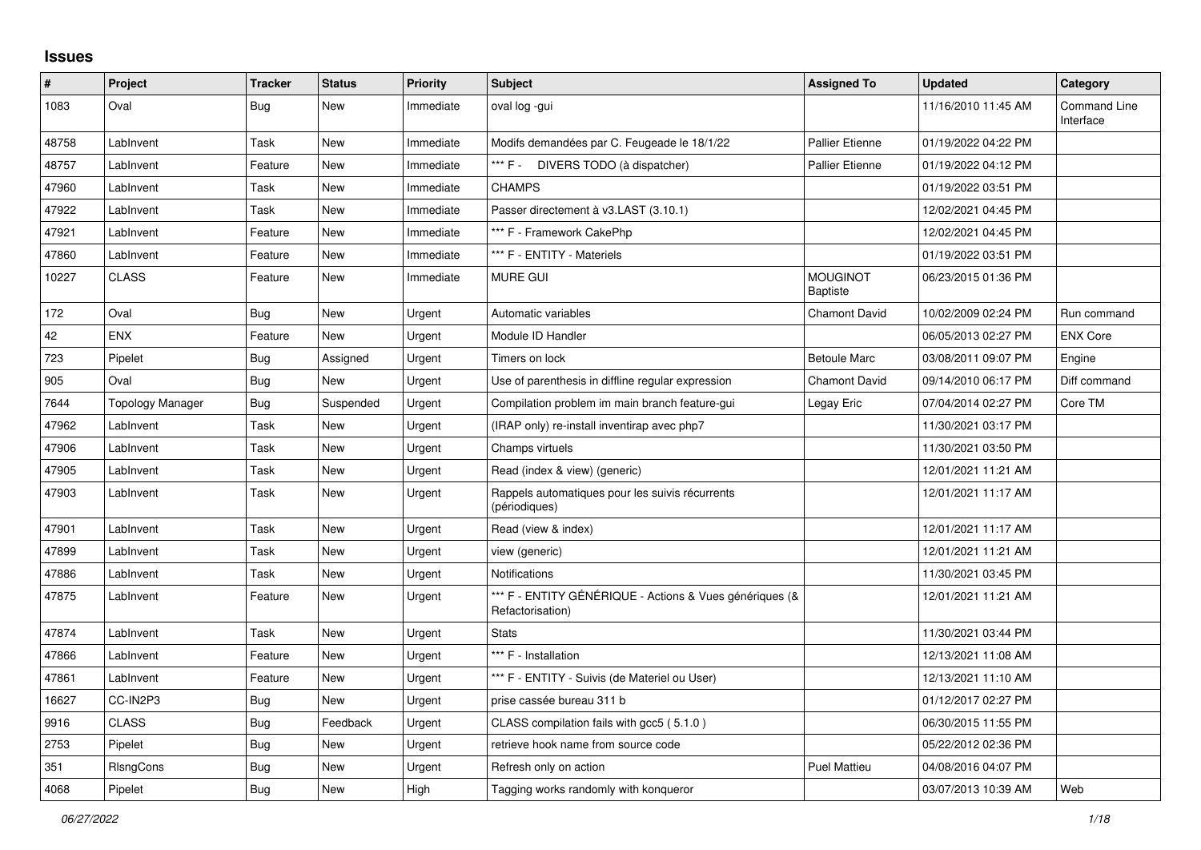## Issues

| # | Project | Tracker | Status | Priority | Subject | Assigned To | Updated | Category |
|---|---|---|---|---|---|---|---|---|
| 1083 | Oval | Bug | New | Immediate | oval log -gui | | 11/16/2010 11:45 AM | Command Line Interface |
| 48758 | LabInvent | Task | New | Immediate | Modifs demandées par C. Feugeade le 18/1/22 | Pallier Etienne | 01/19/2022 04:22 PM | |
| 48757 | LabInvent | Feature | New | Immediate | *** F - DIVERS TODO (à dispatcher) | Pallier Etienne | 01/19/2022 04:12 PM | |
| 47960 | LabInvent | Task | New | Immediate | CHAMPS | | 01/19/2022 03:51 PM | |
| 47922 | LabInvent | Task | New | Immediate | Passer directement à v3.LAST (3.10.1) | | 12/02/2021 04:45 PM | |
| 47921 | LabInvent | Feature | New | Immediate | *** F - Framework CakePhp | | 12/02/2021 04:45 PM | |
| 47860 | LabInvent | Feature | New | Immediate | *** F - ENTITY - Materiels | | 01/19/2022 03:51 PM | |
| 10227 | CLASS | Feature | New | Immediate | MURE GUI | MOUGINOT Baptiste | 06/23/2015 01:36 PM | |
| 172 | Oval | Bug | New | Urgent | Automatic variables | Chamont David | 10/02/2009 02:24 PM | Run command |
| 42 | ENX | Feature | New | Urgent | Module ID Handler | | 06/05/2013 02:27 PM | ENX Core |
| 723 | Pipelet | Bug | Assigned | Urgent | Timers on lock | Betoule Marc | 03/08/2011 09:07 PM | Engine |
| 905 | Oval | Bug | New | Urgent | Use of parenthesis in diffline regular expression | Chamont David | 09/14/2010 06:17 PM | Diff command |
| 7644 | Topology Manager | Bug | Suspended | Urgent | Compilation problem im main branch feature-gui | Legay Eric | 07/04/2014 02:27 PM | Core TM |
| 47962 | LabInvent | Task | New | Urgent | (IRAP only) re-install inventirap avec php7 | | 11/30/2021 03:17 PM | |
| 47906 | LabInvent | Task | New | Urgent | Champs virtuels | | 11/30/2021 03:50 PM | |
| 47905 | LabInvent | Task | New | Urgent | Read (index & view) (generic) | | 12/01/2021 11:21 AM | |
| 47903 | LabInvent | Task | New | Urgent | Rappels automatiques pour les suivis récurrents (périodiques) | | 12/01/2021 11:17 AM | |
| 47901 | LabInvent | Task | New | Urgent | Read (view & index) | | 12/01/2021 11:17 AM | |
| 47899 | LabInvent | Task | New | Urgent | view (generic) | | 12/01/2021 11:21 AM | |
| 47886 | LabInvent | Task | New | Urgent | Notifications | | 11/30/2021 03:45 PM | |
| 47875 | LabInvent | Feature | New | Urgent | *** F - ENTITY GÉNÉRIQUE - Actions & Vues génériques (& Refactorisation) | | 12/01/2021 11:21 AM | |
| 47874 | LabInvent | Task | New | Urgent | Stats | | 11/30/2021 03:44 PM | |
| 47866 | LabInvent | Feature | New | Urgent | *** F - Installation | | 12/13/2021 11:08 AM | |
| 47861 | LabInvent | Feature | New | Urgent | *** F - ENTITY - Suivis (de Materiel ou User) | | 12/13/2021 11:10 AM | |
| 16627 | CC-IN2P3 | Bug | New | Urgent | prise cassée bureau 311 b | | 01/12/2017 02:27 PM | |
| 9916 | CLASS | Bug | Feedback | Urgent | CLASS compilation fails with gcc5 ( 5.1.0 ) | | 06/30/2015 11:55 PM | |
| 2753 | Pipelet | Bug | New | Urgent | retrieve hook name from source code | | 05/22/2012 02:36 PM | |
| 351 | RlsngCons | Bug | New | Urgent | Refresh only on action | Puel Mattieu | 04/08/2016 04:07 PM | |
| 4068 | Pipelet | Bug | New | High | Tagging works randomly with konqueror | | 03/07/2013 10:39 AM | Web |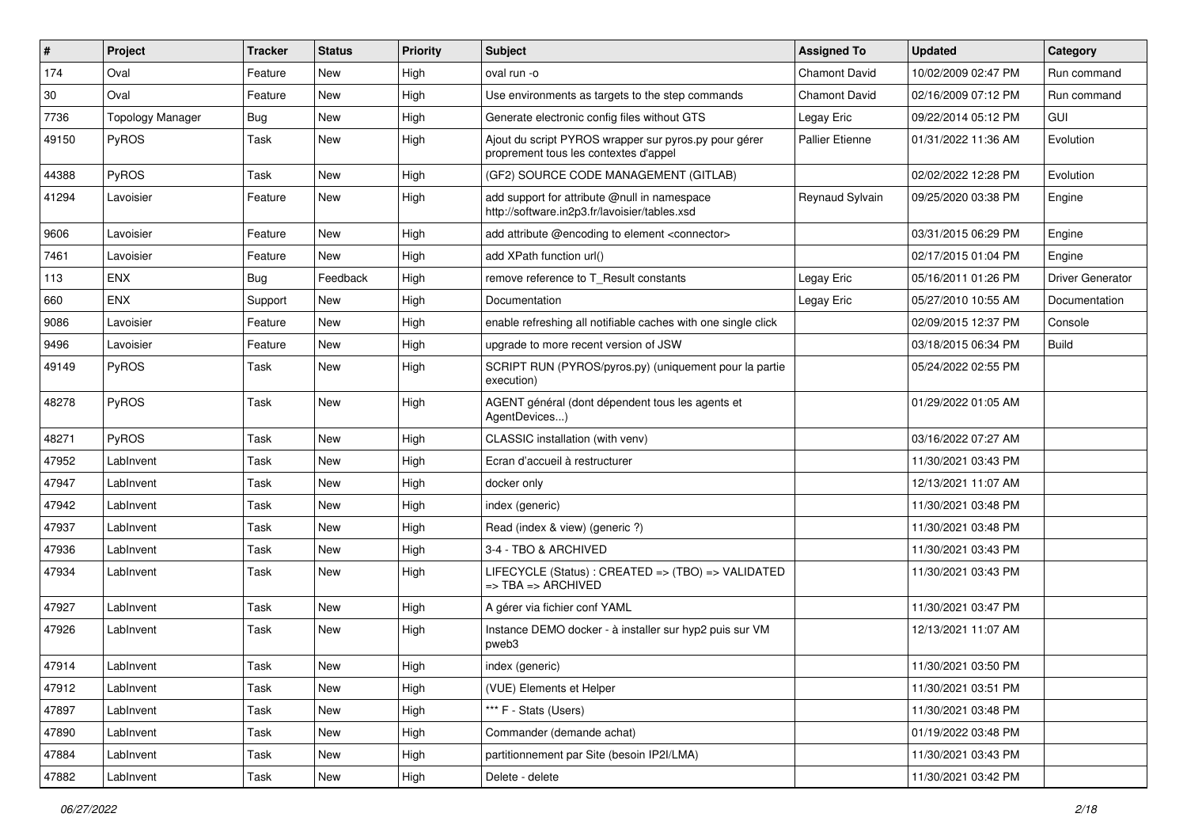| # | Project | Tracker | Status | Priority | Subject | Assigned To | Updated | Category |
|---|---|---|---|---|---|---|---|---|
| 174 | Oval | Feature | New | High | oval run -o | Chamont David | 10/02/2009 02:47 PM | Run command |
| 30 | Oval | Feature | New | High | Use environments as targets to the step commands | Chamont David | 02/16/2009 07:12 PM | Run command |
| 7736 | Topology Manager | Bug | New | High | Generate electronic config files without GTS | Legay Eric | 09/22/2014 05:12 PM | GUI |
| 49150 | PyROS | Task | New | High | Ajout du script PYROS wrapper sur pyros.py pour gérer proprement tous les contextes d'appel | Pallier Etienne | 01/31/2022 11:36 AM | Evolution |
| 44388 | PyROS | Task | New | High | (GF2) SOURCE CODE MANAGEMENT (GITLAB) | | 02/02/2022 12:28 PM | Evolution |
| 41294 | Lavoisier | Feature | New | High | add support for attribute @null in namespace http://software.in2p3.fr/lavoisier/tables.xsd | Reynaud Sylvain | 09/25/2020 03:38 PM | Engine |
| 9606 | Lavoisier | Feature | New | High | add attribute @encoding to element <connector> | | 03/31/2015 06:29 PM | Engine |
| 7461 | Lavoisier | Feature | New | High | add XPath function url() | | 02/17/2015 01:04 PM | Engine |
| 113 | ENX | Bug | Feedback | High | remove reference to T_Result constants | Legay Eric | 05/16/2011 01:26 PM | Driver Generator |
| 660 | ENX | Support | New | High | Documentation | Legay Eric | 05/27/2010 10:55 AM | Documentation |
| 9086 | Lavoisier | Feature | New | High | enable refreshing all notifiable caches with one single click | | 02/09/2015 12:37 PM | Console |
| 9496 | Lavoisier | Feature | New | High | upgrade to more recent version of JSW | | 03/18/2015 06:34 PM | Build |
| 49149 | PyROS | Task | New | High | SCRIPT RUN (PYROS/pyros.py) (uniquement pour la partie execution) | | 05/24/2022 02:55 PM | |
| 48278 | PyROS | Task | New | High | AGENT général (dont dépendent tous les agents et AgentDevices...) | | 01/29/2022 01:05 AM | |
| 48271 | PyROS | Task | New | High | CLASSIC installation (with venv) | | 03/16/2022 07:27 AM | |
| 47952 | LabInvent | Task | New | High | Ecran d'accueil à restructurer | | 11/30/2021 03:43 PM | |
| 47947 | LabInvent | Task | New | High | docker only | | 12/13/2021 11:07 AM | |
| 47942 | LabInvent | Task | New | High | index (generic) | | 11/30/2021 03:48 PM | |
| 47937 | LabInvent | Task | New | High | Read (index & view) (generic ?) | | 11/30/2021 03:48 PM | |
| 47936 | LabInvent | Task | New | High | 3-4 - TBO & ARCHIVED | | 11/30/2021 03:43 PM | |
| 47934 | LabInvent | Task | New | High | LIFECYCLE (Status) : CREATED => (TBO) => VALIDATED => TBA => ARCHIVED | | 11/30/2021 03:43 PM | |
| 47927 | LabInvent | Task | New | High | A gérer via fichier conf YAML | | 11/30/2021 03:47 PM | |
| 47926 | LabInvent | Task | New | High | Instance DEMO docker - à installer sur hyp2 puis sur VM pweb3 | | 12/13/2021 11:07 AM | |
| 47914 | LabInvent | Task | New | High | index (generic) | | 11/30/2021 03:50 PM | |
| 47912 | LabInvent | Task | New | High | (VUE) Elements et Helper | | 11/30/2021 03:51 PM | |
| 47897 | LabInvent | Task | New | High | *** F - Stats (Users) | | 11/30/2021 03:48 PM | |
| 47890 | LabInvent | Task | New | High | Commander (demande achat) | | 01/19/2022 03:48 PM | |
| 47884 | LabInvent | Task | New | High | partitionnement par Site (besoin IP2I/LMA) | | 11/30/2021 03:43 PM | |
| 47882 | LabInvent | Task | New | High | Delete - delete | | 11/30/2021 03:42 PM | |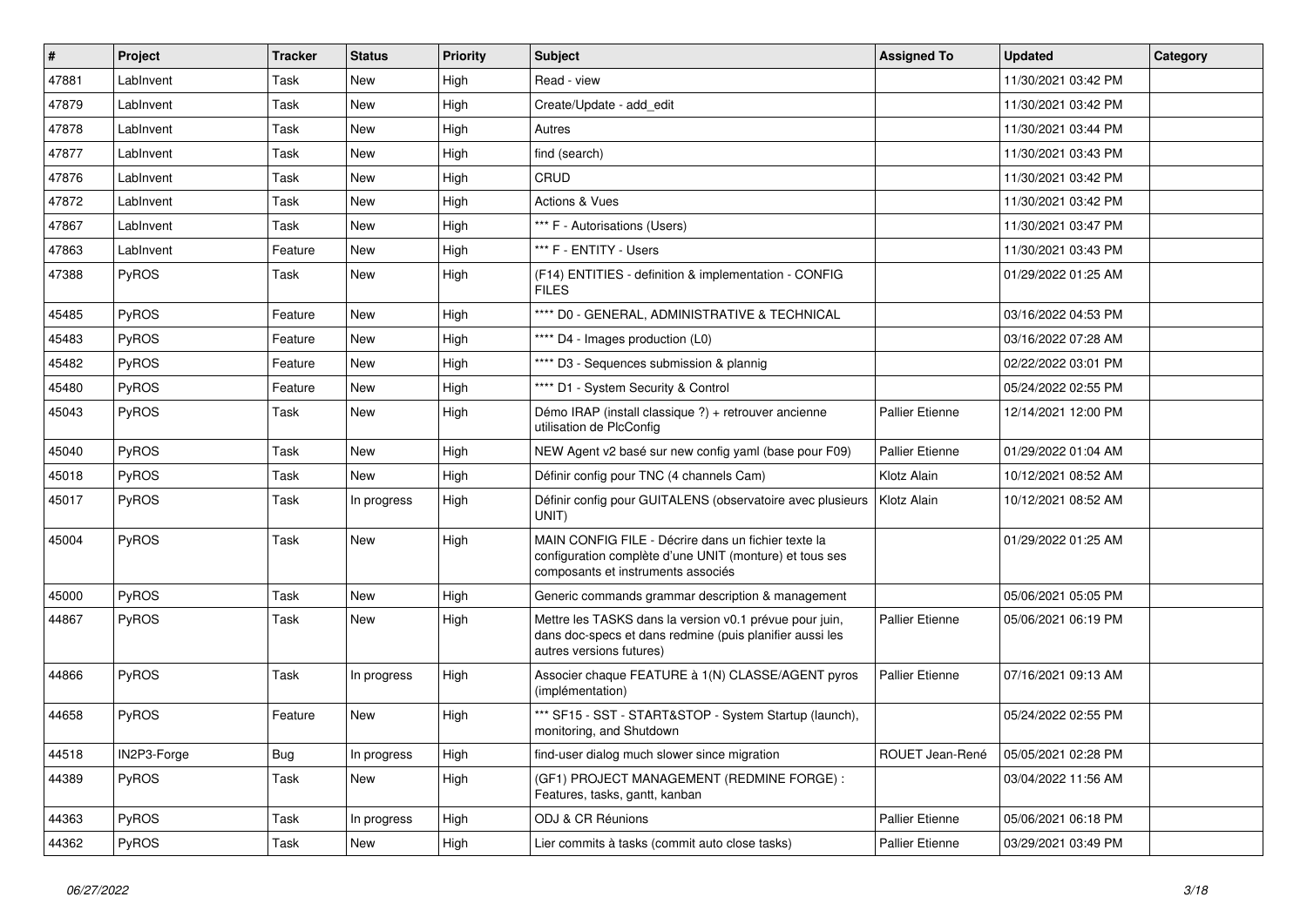| # | Project | Tracker | Status | Priority | Subject | Assigned To | Updated | Category |
|---|---|---|---|---|---|---|---|---|
| 47881 | LabInvent | Task | New | High | Read - view | | 11/30/2021 03:42 PM | |
| 47879 | LabInvent | Task | New | High | Create/Update - add_edit | | 11/30/2021 03:42 PM | |
| 47878 | LabInvent | Task | New | High | Autres | | 11/30/2021 03:44 PM | |
| 47877 | LabInvent | Task | New | High | find (search) | | 11/30/2021 03:43 PM | |
| 47876 | LabInvent | Task | New | High | CRUD | | 11/30/2021 03:42 PM | |
| 47872 | LabInvent | Task | New | High | Actions & Vues | | 11/30/2021 03:42 PM | |
| 47867 | LabInvent | Task | New | High | *** F - Autorisations (Users) | | 11/30/2021 03:47 PM | |
| 47863 | LabInvent | Feature | New | High | *** F - ENTITY - Users | | 11/30/2021 03:43 PM | |
| 47388 | PyROS | Task | New | High | (F14) ENTITIES - definition & implementation - CONFIG FILES | | 01/29/2022 01:25 AM | |
| 45485 | PyROS | Feature | New | High | **** D0 - GENERAL, ADMINISTRATIVE & TECHNICAL | | 03/16/2022 04:53 PM | |
| 45483 | PyROS | Feature | New | High | **** D4 - Images production (L0) | | 03/16/2022 07:28 AM | |
| 45482 | PyROS | Feature | New | High | **** D3 - Sequences submission & plannig | | 02/22/2022 03:01 PM | |
| 45480 | PyROS | Feature | New | High | **** D1 - System Security & Control | | 05/24/2022 02:55 PM | |
| 45043 | PyROS | Task | New | High | Démo IRAP (install classique ?) + retrouver ancienne utilisation de PlcConfig | Pallier Etienne | 12/14/2021 12:00 PM | |
| 45040 | PyROS | Task | New | High | NEW Agent v2 basé sur new config yaml (base pour F09) | Pallier Etienne | 01/29/2022 01:04 AM | |
| 45018 | PyROS | Task | New | High | Définir config pour TNC (4 channels Cam) | Klotz Alain | 10/12/2021 08:52 AM | |
| 45017 | PyROS | Task | In progress | High | Définir config pour GUITALENS (observatoire avec plusieurs UNIT) | Klotz Alain | 10/12/2021 08:52 AM | |
| 45004 | PyROS | Task | New | High | MAIN CONFIG FILE - Décrire dans un fichier texte la configuration complète d'une UNIT (monture) et tous ses composants et instruments associés | | 01/29/2022 01:25 AM | |
| 45000 | PyROS | Task | New | High | Generic commands grammar description & management | | 05/06/2021 05:05 PM | |
| 44867 | PyROS | Task | New | High | Mettre les TASKS dans la version v0.1 prévue pour juin, dans doc-specs et dans redmine (puis planifier aussi les autres versions futures) | Pallier Etienne | 05/06/2021 06:19 PM | |
| 44866 | PyROS | Task | In progress | High | Associer chaque FEATURE à 1(N) CLASSE/AGENT pyros (implémentation) | Pallier Etienne | 07/16/2021 09:13 AM | |
| 44658 | PyROS | Feature | New | High | *** SF15 - SST - START&STOP - System Startup (launch), monitoring, and Shutdown | | 05/24/2022 02:55 PM | |
| 44518 | IN2P3-Forge | Bug | In progress | High | find-user dialog much slower since migration | ROUET Jean-René | 05/05/2021 02:28 PM | |
| 44389 | PyROS | Task | New | High | (GF1) PROJECT MANAGEMENT (REDMINE FORGE) : Features, tasks, gantt, kanban | | 03/04/2022 11:56 AM | |
| 44363 | PyROS | Task | In progress | High | ODJ & CR Réunions | Pallier Etienne | 05/06/2021 06:18 PM | |
| 44362 | PyROS | Task | New | High | Lier commits à tasks (commit auto close tasks) | Pallier Etienne | 03/29/2021 03:49 PM | |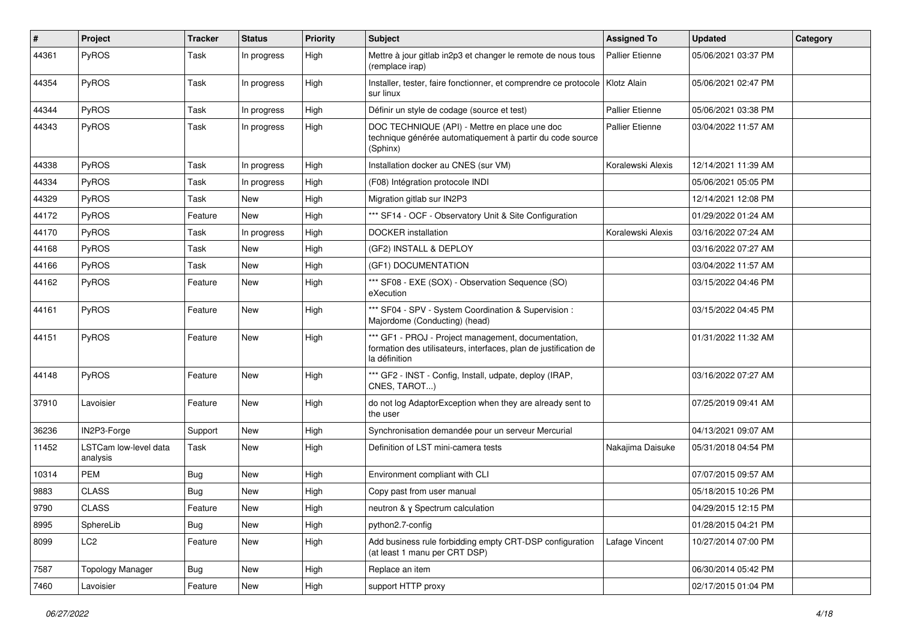| # | Project | Tracker | Status | Priority | Subject | Assigned To | Updated | Category |
|---|---|---|---|---|---|---|---|---|
| 44361 | PyROS | Task | In progress | High | Mettre à jour gitlab in2p3 et changer le remote de nous tous (remplace irap) | Pallier Etienne | 05/06/2021 03:37 PM | |
| 44354 | PyROS | Task | In progress | High | Installer, tester, faire fonctionner, et comprendre ce protocole sur linux | Klotz Alain | 05/06/2021 02:47 PM | |
| 44344 | PyROS | Task | In progress | High | Définir un style de codage (source et test) | Pallier Etienne | 05/06/2021 03:38 PM | |
| 44343 | PyROS | Task | In progress | High | DOC TECHNIQUE (API) - Mettre en place une doc technique générée automatiquement à partir du code source (Sphinx) | Pallier Etienne | 03/04/2022 11:57 AM | |
| 44338 | PyROS | Task | In progress | High | Installation docker au CNES (sur VM) | Koralewski Alexis | 12/14/2021 11:39 AM | |
| 44334 | PyROS | Task | In progress | High | (F08) Intégration protocole INDI | | 05/06/2021 05:05 PM | |
| 44329 | PyROS | Task | New | High | Migration gitlab sur IN2P3 | | 12/14/2021 12:08 PM | |
| 44172 | PyROS | Feature | New | High | *** SF14 - OCF - Observatory Unit & Site Configuration | | 01/29/2022 01:24 AM | |
| 44170 | PyROS | Task | In progress | High | DOCKER installation | Koralewski Alexis | 03/16/2022 07:24 AM | |
| 44168 | PyROS | Task | New | High | (GF2) INSTALL & DEPLOY | | 03/16/2022 07:27 AM | |
| 44166 | PyROS | Task | New | High | (GF1) DOCUMENTATION | | 03/04/2022 11:57 AM | |
| 44162 | PyROS | Feature | New | High | *** SF08 - EXE (SOX) - Observation Sequence (SO) eXecution | | 03/15/2022 04:46 PM | |
| 44161 | PyROS | Feature | New | High | *** SF04 - SPV - System Coordination & Supervision : Majordome (Conducting) (head) | | 03/15/2022 04:45 PM | |
| 44151 | PyROS | Feature | New | High | *** GF1 - PROJ - Project management, documentation, formation des utilisateurs, interfaces, plan de justification de la définition | | 01/31/2022 11:32 AM | |
| 44148 | PyROS | Feature | New | High | *** GF2 - INST - Config, Install, udpate, deploy (IRAP, CNES, TAROT...) | | 03/16/2022 07:27 AM | |
| 37910 | Lavoisier | Feature | New | High | do not log AdaptorException when they are already sent to the user | | 07/25/2019 09:41 AM | |
| 36236 | IN2P3-Forge | Support | New | High | Synchronisation demandée pour un serveur Mercurial | | 04/13/2021 09:07 AM | |
| 11452 | LSTCam low-level data analysis | Task | New | High | Definition of LST mini-camera tests | Nakajima Daisuke | 05/31/2018 04:54 PM | |
| 10314 | PEM | Bug | New | High | Environment compliant with CLI | | 07/07/2015 09:57 AM | |
| 9883 | CLASS | Bug | New | High | Copy past from user manual | | 05/18/2015 10:26 PM | |
| 9790 | CLASS | Feature | New | High | neutron & γ Spectrum calculation | | 04/29/2015 12:15 PM | |
| 8995 | SphereLib | Bug | New | High | python2.7-config | | 01/28/2015 04:21 PM | |
| 8099 | LC2 | Feature | New | High | Add business rule forbidding empty CRT-DSP configuration (at least 1 manu per CRT DSP) | Lafage Vincent | 10/27/2014 07:00 PM | |
| 7587 | Topology Manager | Bug | New | High | Replace an item | | 06/30/2014 05:42 PM | |
| 7460 | Lavoisier | Feature | New | High | support HTTP proxy | | 02/17/2015 01:04 PM | |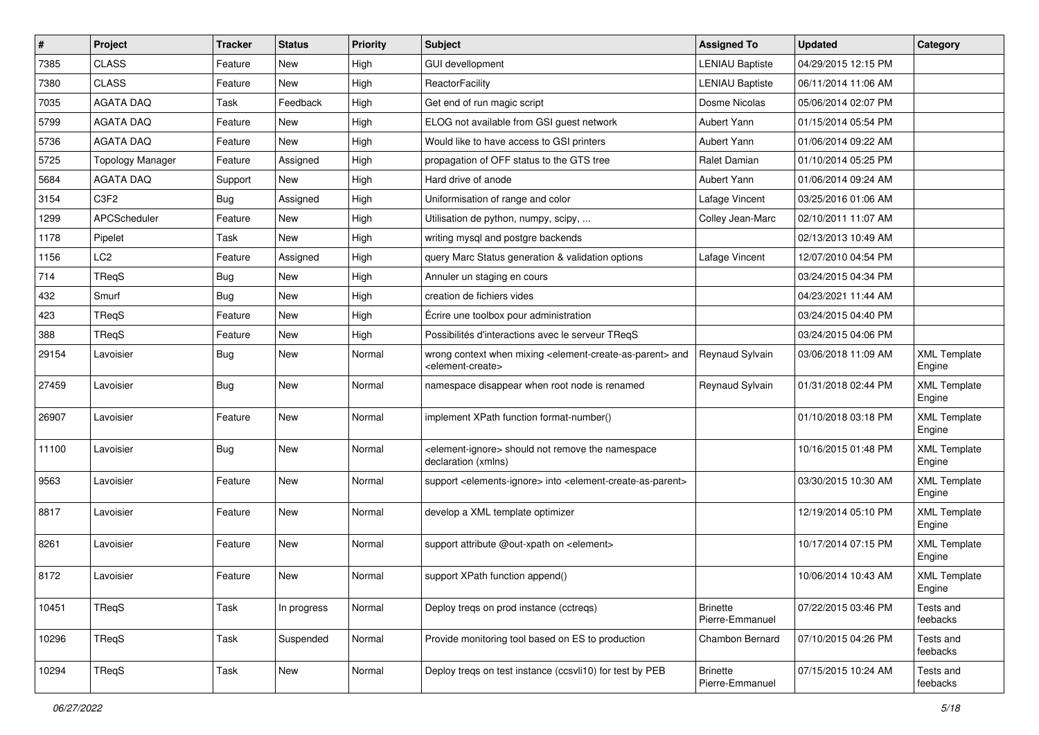| # | Project | Tracker | Status | Priority | Subject | Assigned To | Updated | Category |
|---|---|---|---|---|---|---|---|---|
| 7385 | CLASS | Feature | New | High | GUI devellopment | LENIAU Baptiste | 04/29/2015 12:15 PM | |
| 7380 | CLASS | Feature | New | High | ReactorFacility | LENIAU Baptiste | 06/11/2014 11:06 AM | |
| 7035 | AGATA DAQ | Task | Feedback | High | Get end of run magic script | Dosme Nicolas | 05/06/2014 02:07 PM | |
| 5799 | AGATA DAQ | Feature | New | High | ELOG not available from GSI guest network | Aubert Yann | 01/15/2014 05:54 PM | |
| 5736 | AGATA DAQ | Feature | New | High | Would like to have access to GSI printers | Aubert Yann | 01/06/2014 09:22 AM | |
| 5725 | Topology Manager | Feature | Assigned | High | propagation of OFF status to the GTS tree | Ralet Damian | 01/10/2014 05:25 PM | |
| 5684 | AGATA DAQ | Support | New | High | Hard drive of anode | Aubert Yann | 01/06/2014 09:24 AM | |
| 3154 | C3F2 | Bug | Assigned | High | Uniformisation of range and color | Lafage Vincent | 03/25/2016 01:06 AM | |
| 1299 | APCScheduler | Feature | New | High | Utilisation de python, numpy, scipy, ... | Colley Jean-Marc | 02/10/2011 11:07 AM | |
| 1178 | Pipelet | Task | New | High | writing mysql and postgre backends | | 02/13/2013 10:49 AM | |
| 1156 | LC2 | Feature | Assigned | High | query Marc Status generation & validation options | Lafage Vincent | 12/07/2010 04:54 PM | |
| 714 | TReqS | Bug | New | High | Annuler un staging en cours | | 03/24/2015 04:34 PM | |
| 432 | Smurf | Bug | New | High | creation de fichiers vides | | 04/23/2021 11:44 AM | |
| 423 | TReqS | Feature | New | High | Écrire une toolbox pour administration | | 03/24/2015 04:40 PM | |
| 388 | TReqS | Feature | New | High | Possibilités d'interactions avec le serveur TReqS | | 03/24/2015 04:06 PM | |
| 29154 | Lavoisier | Bug | New | Normal | wrong context when mixing <element-create-as-parent> and <element-create> | Reynaud Sylvain | 03/06/2018 11:09 AM | XML Template Engine |
| 27459 | Lavoisier | Bug | New | Normal | namespace disappear when root node is renamed | Reynaud Sylvain | 01/31/2018 02:44 PM | XML Template Engine |
| 26907 | Lavoisier | Feature | New | Normal | implement XPath function format-number() | | 01/10/2018 03:18 PM | XML Template Engine |
| 11100 | Lavoisier | Bug | New | Normal | <element-ignore> should not remove the namespace declaration (xmlns) | | 10/16/2015 01:48 PM | XML Template Engine |
| 9563 | Lavoisier | Feature | New | Normal | support <elements-ignore> into <element-create-as-parent> | | 03/30/2015 10:30 AM | XML Template Engine |
| 8817 | Lavoisier | Feature | New | Normal | develop a XML template optimizer | | 12/19/2014 05:10 PM | XML Template Engine |
| 8261 | Lavoisier | Feature | New | Normal | support attribute @out-xpath on <element> | | 10/17/2014 07:15 PM | XML Template Engine |
| 8172 | Lavoisier | Feature | New | Normal | support XPath function append() | | 10/06/2014 10:43 AM | XML Template Engine |
| 10451 | TReqS | Task | In progress | Normal | Deploy treqs on prod instance (cctreqs) | Brinette Pierre-Emmanuel | 07/22/2015 03:46 PM | Tests and feebacks |
| 10296 | TReqS | Task | Suspended | Normal | Provide monitoring tool based on ES to production | Chambon Bernard | 07/10/2015 04:26 PM | Tests and feebacks |
| 10294 | TReqS | Task | New | Normal | Deploy treqs on test instance (ccsvli10) for test by PEB | Brinette Pierre-Emmanuel | 07/15/2015 10:24 AM | Tests and feebacks |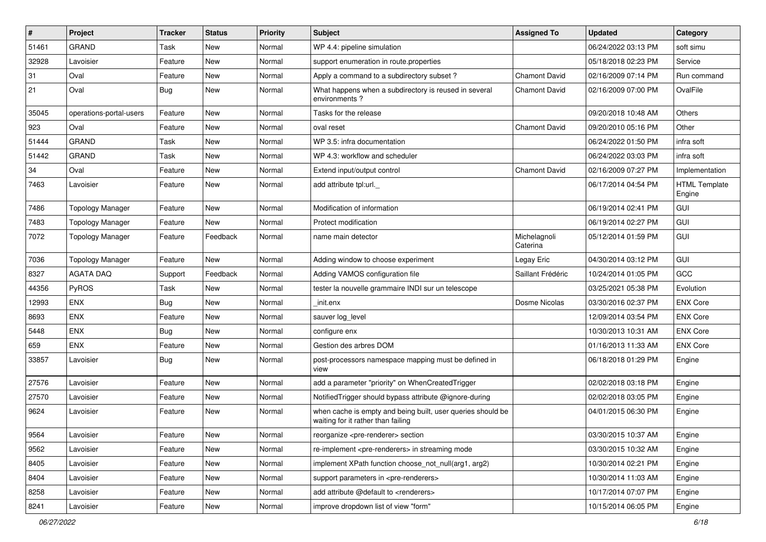| # | Project | Tracker | Status | Priority | Subject | Assigned To | Updated | Category |
|---|---|---|---|---|---|---|---|---|
| 51461 | GRAND | Task | New | Normal | WP 4.4: pipeline simulation | | 06/24/2022 03:13 PM | soft simu |
| 32928 | Lavoisier | Feature | New | Normal | support enumeration in route.properties | | 05/18/2018 02:23 PM | Service |
| 31 | Oval | Feature | New | Normal | Apply a command to a subdirectory subset ? | Chamont David | 02/16/2009 07:14 PM | Run command |
| 21 | Oval | Bug | New | Normal | What happens when a subdirectory is reused in several environments ? | Chamont David | 02/16/2009 07:00 PM | OvalFile |
| 35045 | operations-portal-users | Feature | New | Normal | Tasks for the release | | 09/20/2018 10:48 AM | Others |
| 923 | Oval | Feature | New | Normal | oval reset | Chamont David | 09/20/2010 05:16 PM | Other |
| 51444 | GRAND | Task | New | Normal | WP 3.5: infra documentation | | 06/24/2022 01:50 PM | infra soft |
| 51442 | GRAND | Task | New | Normal | WP 4.3: workflow and scheduler | | 06/24/2022 03:03 PM | infra soft |
| 34 | Oval | Feature | New | Normal | Extend input/output control | Chamont David | 02/16/2009 07:27 PM | Implementation |
| 7463 | Lavoisier | Feature | New | Normal | add attribute tpl:url._ | | 06/17/2014 04:54 PM | HTML Template Engine |
| 7486 | Topology Manager | Feature | New | Normal | Modification of information | | 06/19/2014 02:41 PM | GUI |
| 7483 | Topology Manager | Feature | New | Normal | Protect modification | | 06/19/2014 02:27 PM | GUI |
| 7072 | Topology Manager | Feature | Feedback | Normal | name main detector | Michelagnoli Caterina | 05/12/2014 01:59 PM | GUI |
| 7036 | Topology Manager | Feature | New | Normal | Adding window to choose experiment | Legay Eric | 04/30/2014 03:12 PM | GUI |
| 8327 | AGATA DAQ | Support | Feedback | Normal | Adding VAMOS configuration file | Saillant Frédéric | 10/24/2014 01:05 PM | GCC |
| 44356 | PyROS | Task | New | Normal | tester la nouvelle grammaire INDI sur un telescope | | 03/25/2021 05:38 PM | Evolution |
| 12993 | ENX | Bug | New | Normal | _init.enx | Dosme Nicolas | 03/30/2016 02:37 PM | ENX Core |
| 8693 | ENX | Feature | New | Normal | sauver log_level | | 12/09/2014 03:54 PM | ENX Core |
| 5448 | ENX | Bug | New | Normal | configure enx | | 10/30/2013 10:31 AM | ENX Core |
| 659 | ENX | Feature | New | Normal | Gestion des arbres DOM | | 01/16/2013 11:33 AM | ENX Core |
| 33857 | Lavoisier | Bug | New | Normal | post-processors namespace mapping must be defined in view | | 06/18/2018 01:29 PM | Engine |
| 27576 | Lavoisier | Feature | New | Normal | add a parameter "priority" on WhenCreatedTrigger | | 02/02/2018 03:18 PM | Engine |
| 27570 | Lavoisier | Feature | New | Normal | NotifiedTrigger should bypass attribute @ignore-during | | 02/02/2018 03:05 PM | Engine |
| 9624 | Lavoisier | Feature | New | Normal | when cache is empty and being built, user queries should be waiting for it rather than failing | | 04/01/2015 06:30 PM | Engine |
| 9564 | Lavoisier | Feature | New | Normal | reorganize <pre-renderer> section | | 03/30/2015 10:37 AM | Engine |
| 9562 | Lavoisier | Feature | New | Normal | re-implement <pre-renderers> in streaming mode | | 03/30/2015 10:32 AM | Engine |
| 8405 | Lavoisier | Feature | New | Normal | implement XPath function choose_not_null(arg1, arg2) | | 10/30/2014 02:21 PM | Engine |
| 8404 | Lavoisier | Feature | New | Normal | support parameters in <pre-renderers> | | 10/30/2014 11:03 AM | Engine |
| 8258 | Lavoisier | Feature | New | Normal | add attribute @default to <renderers> | | 10/17/2014 07:07 PM | Engine |
| 8241 | Lavoisier | Feature | New | Normal | improve dropdown list of view "form" | | 10/15/2014 06:05 PM | Engine |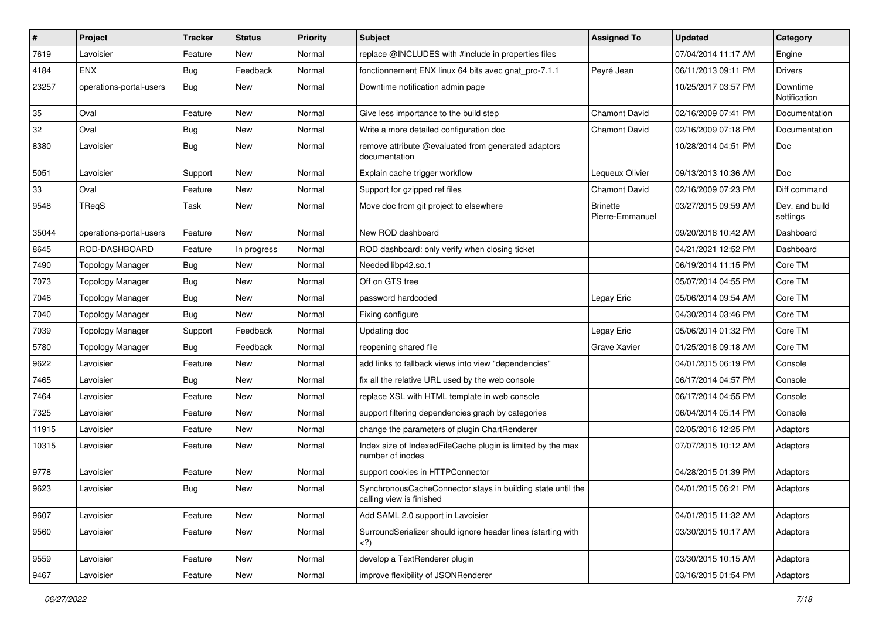| # | Project | Tracker | Status | Priority | Subject | Assigned To | Updated | Category |
|---|---|---|---|---|---|---|---|---|
| 7619 | Lavoisier | Feature | New | Normal | replace @INCLUDES with #include in properties files | | 07/04/2014 11:17 AM | Engine |
| 4184 | ENX | Bug | Feedback | Normal | fonctionnement ENX linux 64 bits avec gnat_pro-7.1.1 | Peyré Jean | 06/11/2013 09:11 PM | Drivers |
| 23257 | operations-portal-users | Bug | New | Normal | Downtime notification admin page | | 10/25/2017 03:57 PM | Downtime Notification |
| 35 | Oval | Feature | New | Normal | Give less importance to the build step | Chamont David | 02/16/2009 07:41 PM | Documentation |
| 32 | Oval | Bug | New | Normal | Write a more detailed configuration doc | Chamont David | 02/16/2009 07:18 PM | Documentation |
| 8380 | Lavoisier | Bug | New | Normal | remove attribute @evaluated from generated adaptors documentation | | 10/28/2014 04:51 PM | Doc |
| 5051 | Lavoisier | Support | New | Normal | Explain cache trigger workflow | Lequeux Olivier | 09/13/2013 10:36 AM | Doc |
| 33 | Oval | Feature | New | Normal | Support for gzipped ref files | Chamont David | 02/16/2009 07:23 PM | Diff command |
| 9548 | TReqS | Task | New | Normal | Move doc from git project to elsewhere | Brinette Pierre-Emmanuel | 03/27/2015 09:59 AM | Dev. and build settings |
| 35044 | operations-portal-users | Feature | New | Normal | New ROD dashboard | | 09/20/2018 10:42 AM | Dashboard |
| 8645 | ROD-DASHBOARD | Feature | In progress | Normal | ROD dashboard: only verify when closing ticket | | 04/21/2021 12:52 PM | Dashboard |
| 7490 | Topology Manager | Bug | New | Normal | Needed libp42.so.1 | | 06/19/2014 11:15 PM | Core TM |
| 7073 | Topology Manager | Bug | New | Normal | Off on GTS tree | | 05/07/2014 04:55 PM | Core TM |
| 7046 | Topology Manager | Bug | New | Normal | password hardcoded | Legay Eric | 05/06/2014 09:54 AM | Core TM |
| 7040 | Topology Manager | Bug | New | Normal | Fixing configure | | 04/30/2014 03:46 PM | Core TM |
| 7039 | Topology Manager | Support | Feedback | Normal | Updating doc | Legay Eric | 05/06/2014 01:32 PM | Core TM |
| 5780 | Topology Manager | Bug | Feedback | Normal | reopening shared file | Grave Xavier | 01/25/2018 09:18 AM | Core TM |
| 9622 | Lavoisier | Feature | New | Normal | add links to fallback views into view "dependencies" | | 04/01/2015 06:19 PM | Console |
| 7465 | Lavoisier | Bug | New | Normal | fix all the relative URL used by the web console | | 06/17/2014 04:57 PM | Console |
| 7464 | Lavoisier | Feature | New | Normal | replace XSL with HTML template in web console | | 06/17/2014 04:55 PM | Console |
| 7325 | Lavoisier | Feature | New | Normal | support filtering dependencies graph by categories | | 06/04/2014 05:14 PM | Console |
| 11915 | Lavoisier | Feature | New | Normal | change the parameters of plugin ChartRenderer | | 02/05/2016 12:25 PM | Adaptors |
| 10315 | Lavoisier | Feature | New | Normal | Index size of IndexedFileCache plugin is limited by the max number of inodes | | 07/07/2015 10:12 AM | Adaptors |
| 9778 | Lavoisier | Feature | New | Normal | support cookies in HTTPConnector | | 04/28/2015 01:39 PM | Adaptors |
| 9623 | Lavoisier | Bug | New | Normal | SynchronousCacheConnector stays in building state until the calling view is finished | | 04/01/2015 06:21 PM | Adaptors |
| 9607 | Lavoisier | Feature | New | Normal | Add SAML 2.0 support in Lavoisier | | 04/01/2015 11:32 AM | Adaptors |
| 9560 | Lavoisier | Feature | New | Normal | SurroundSerializer should ignore header lines (starting with <?) | | 03/30/2015 10:17 AM | Adaptors |
| 9559 | Lavoisier | Feature | New | Normal | develop a TextRenderer plugin | | 03/30/2015 10:15 AM | Adaptors |
| 9467 | Lavoisier | Feature | New | Normal | improve flexibility of JSONRenderer | | 03/16/2015 01:54 PM | Adaptors |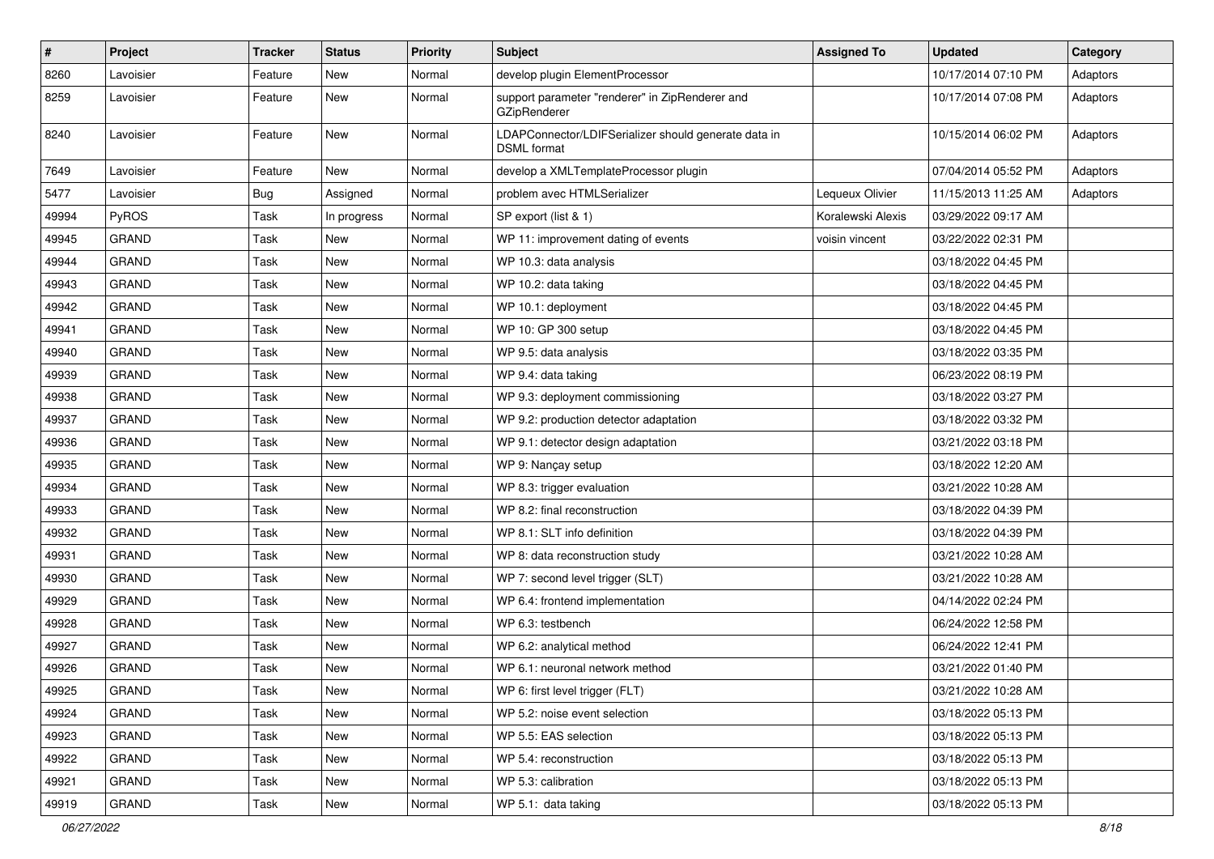| # | Project | Tracker | Status | Priority | Subject | Assigned To | Updated | Category |
| --- | --- | --- | --- | --- | --- | --- | --- | --- |
| 8260 | Lavoisier | Feature | New | Normal | develop plugin ElementProcessor | | 10/17/2014 07:10 PM | Adaptors |
| 8259 | Lavoisier | Feature | New | Normal | support parameter "renderer" in ZipRenderer and GZipRenderer | | 10/17/2014 07:08 PM | Adaptors |
| 8240 | Lavoisier | Feature | New | Normal | LDAPConnector/LDIFSerializer should generate data in DSML format | | 10/15/2014 06:02 PM | Adaptors |
| 7649 | Lavoisier | Feature | New | Normal | develop a XMLTemplateProcessor plugin | | 07/04/2014 05:52 PM | Adaptors |
| 5477 | Lavoisier | Bug | Assigned | Normal | problem avec HTMLSerializer | Lequeux Olivier | 11/15/2013 11:25 AM | Adaptors |
| 49994 | PyROS | Task | In progress | Normal | SP export (list & 1) | Koralewski Alexis | 03/29/2022 09:17 AM | |
| 49945 | GRAND | Task | New | Normal | WP 11: improvement dating of events | voisin vincent | 03/22/2022 02:31 PM | |
| 49944 | GRAND | Task | New | Normal | WP 10.3: data analysis | | 03/18/2022 04:45 PM | |
| 49943 | GRAND | Task | New | Normal | WP 10.2: data taking | | 03/18/2022 04:45 PM | |
| 49942 | GRAND | Task | New | Normal | WP 10.1: deployment | | 03/18/2022 04:45 PM | |
| 49941 | GRAND | Task | New | Normal | WP 10: GP 300 setup | | 03/18/2022 04:45 PM | |
| 49940 | GRAND | Task | New | Normal | WP 9.5: data analysis | | 03/18/2022 03:35 PM | |
| 49939 | GRAND | Task | New | Normal | WP 9.4: data taking | | 06/23/2022 08:19 PM | |
| 49938 | GRAND | Task | New | Normal | WP 9.3: deployment commissioning | | 03/18/2022 03:27 PM | |
| 49937 | GRAND | Task | New | Normal | WP 9.2: production detector adaptation | | 03/18/2022 03:32 PM | |
| 49936 | GRAND | Task | New | Normal | WP 9.1: detector design adaptation | | 03/21/2022 03:18 PM | |
| 49935 | GRAND | Task | New | Normal | WP 9: Nançay setup | | 03/18/2022 12:20 AM | |
| 49934 | GRAND | Task | New | Normal | WP 8.3: trigger evaluation | | 03/21/2022 10:28 AM | |
| 49933 | GRAND | Task | New | Normal | WP 8.2: final reconstruction | | 03/18/2022 04:39 PM | |
| 49932 | GRAND | Task | New | Normal | WP 8.1: SLT info definition | | 03/18/2022 04:39 PM | |
| 49931 | GRAND | Task | New | Normal | WP 8: data reconstruction study | | 03/21/2022 10:28 AM | |
| 49930 | GRAND | Task | New | Normal | WP 7: second level trigger (SLT) | | 03/21/2022 10:28 AM | |
| 49929 | GRAND | Task | New | Normal | WP 6.4: frontend implementation | | 04/14/2022 02:24 PM | |
| 49928 | GRAND | Task | New | Normal | WP 6.3: testbench | | 06/24/2022 12:58 PM | |
| 49927 | GRAND | Task | New | Normal | WP 6.2: analytical method | | 06/24/2022 12:41 PM | |
| 49926 | GRAND | Task | New | Normal | WP 6.1: neuronal network method | | 03/21/2022 01:40 PM | |
| 49925 | GRAND | Task | New | Normal | WP 6: first level trigger (FLT) | | 03/21/2022 10:28 AM | |
| 49924 | GRAND | Task | New | Normal | WP 5.2: noise event selection | | 03/18/2022 05:13 PM | |
| 49923 | GRAND | Task | New | Normal | WP 5.5: EAS selection | | 03/18/2022 05:13 PM | |
| 49922 | GRAND | Task | New | Normal | WP 5.4: reconstruction | | 03/18/2022 05:13 PM | |
| 49921 | GRAND | Task | New | Normal | WP 5.3: calibration | | 03/18/2022 05:13 PM | |
| 49919 | GRAND | Task | New | Normal | WP 5.1: data taking | | 03/18/2022 05:13 PM | |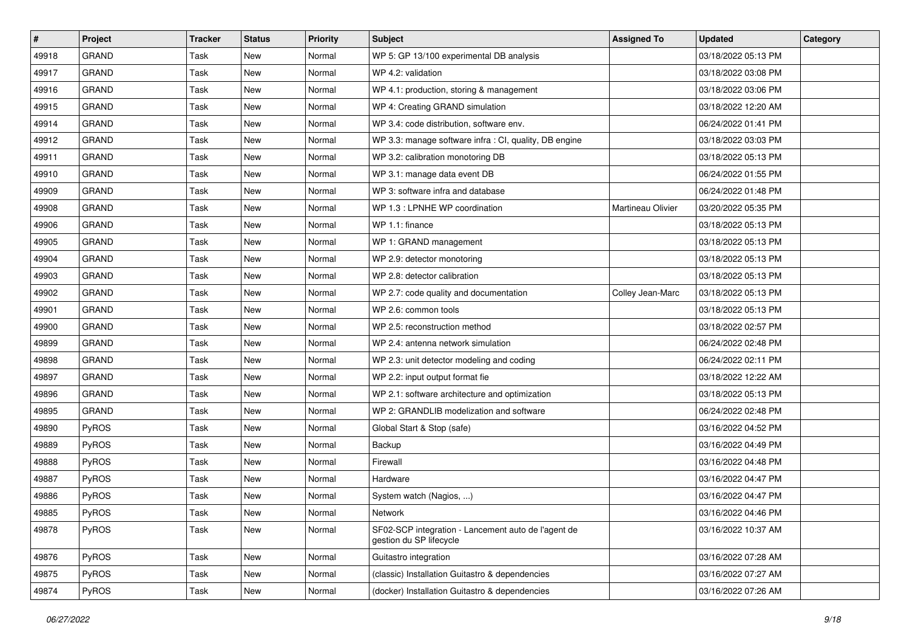| # | Project | Tracker | Status | Priority | Subject | Assigned To | Updated | Category |
|---|---|---|---|---|---|---|---|---|
| 49918 | GRAND | Task | New | Normal | WP 5: GP 13/100 experimental DB analysis | | 03/18/2022 05:13 PM | |
| 49917 | GRAND | Task | New | Normal | WP 4.2: validation | | 03/18/2022 03:08 PM | |
| 49916 | GRAND | Task | New | Normal | WP 4.1: production, storing & management | | 03/18/2022 03:06 PM | |
| 49915 | GRAND | Task | New | Normal | WP 4: Creating GRAND simulation | | 03/18/2022 12:20 AM | |
| 49914 | GRAND | Task | New | Normal | WP 3.4: code distribution, software env. | | 06/24/2022 01:41 PM | |
| 49912 | GRAND | Task | New | Normal | WP 3.3: manage software infra : CI, quality, DB engine | | 03/18/2022 03:03 PM | |
| 49911 | GRAND | Task | New | Normal | WP 3.2: calibration monotoring DB | | 03/18/2022 05:13 PM | |
| 49910 | GRAND | Task | New | Normal | WP 3.1: manage data event DB | | 06/24/2022 01:55 PM | |
| 49909 | GRAND | Task | New | Normal | WP 3: software infra and database | | 06/24/2022 01:48 PM | |
| 49908 | GRAND | Task | New | Normal | WP 1.3 : LPNHE WP coordination | Martineau Olivier | 03/20/2022 05:35 PM | |
| 49906 | GRAND | Task | New | Normal | WP 1.1: finance | | 03/18/2022 05:13 PM | |
| 49905 | GRAND | Task | New | Normal | WP 1: GRAND management | | 03/18/2022 05:13 PM | |
| 49904 | GRAND | Task | New | Normal | WP 2.9: detector monotoring | | 03/18/2022 05:13 PM | |
| 49903 | GRAND | Task | New | Normal | WP 2.8: detector calibration | | 03/18/2022 05:13 PM | |
| 49902 | GRAND | Task | New | Normal | WP 2.7: code quality and documentation | Colley Jean-Marc | 03/18/2022 05:13 PM | |
| 49901 | GRAND | Task | New | Normal | WP 2.6: common tools | | 03/18/2022 05:13 PM | |
| 49900 | GRAND | Task | New | Normal | WP 2.5: reconstruction method | | 03/18/2022 02:57 PM | |
| 49899 | GRAND | Task | New | Normal | WP 2.4: antenna network simulation | | 06/24/2022 02:48 PM | |
| 49898 | GRAND | Task | New | Normal | WP 2.3: unit detector modeling and coding | | 06/24/2022 02:11 PM | |
| 49897 | GRAND | Task | New | Normal | WP 2.2: input output format fie | | 03/18/2022 12:22 AM | |
| 49896 | GRAND | Task | New | Normal | WP 2.1: software architecture and optimization | | 03/18/2022 05:13 PM | |
| 49895 | GRAND | Task | New | Normal | WP 2: GRANDLIB modelization and software | | 06/24/2022 02:48 PM | |
| 49890 | PyROS | Task | New | Normal | Global Start & Stop (safe) | | 03/16/2022 04:52 PM | |
| 49889 | PyROS | Task | New | Normal | Backup | | 03/16/2022 04:49 PM | |
| 49888 | PyROS | Task | New | Normal | Firewall | | 03/16/2022 04:48 PM | |
| 49887 | PyROS | Task | New | Normal | Hardware | | 03/16/2022 04:47 PM | |
| 49886 | PyROS | Task | New | Normal | System watch (Nagios, ...) | | 03/16/2022 04:47 PM | |
| 49885 | PyROS | Task | New | Normal | Network | | 03/16/2022 04:46 PM | |
| 49878 | PyROS | Task | New | Normal | SF02-SCP integration - Lancement auto de l'agent de gestion du SP lifecycle | | 03/16/2022 10:37 AM | |
| 49876 | PyROS | Task | New | Normal | Guitastro integration | | 03/16/2022 07:28 AM | |
| 49875 | PyROS | Task | New | Normal | (classic) Installation Guitastro & dependencies | | 03/16/2022 07:27 AM | |
| 49874 | PyROS | Task | New | Normal | (docker) Installation Guitastro & dependencies | | 03/16/2022 07:26 AM | |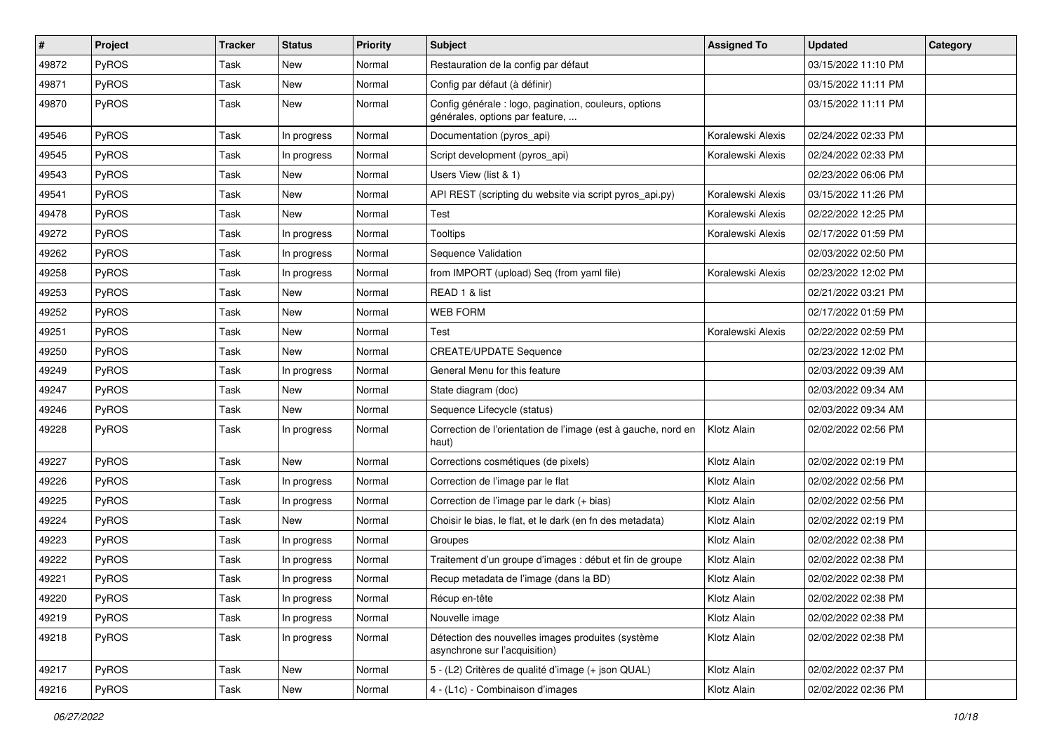| # | Project | Tracker | Status | Priority | Subject | Assigned To | Updated | Category |
|---|---|---|---|---|---|---|---|---|
| 49872 | PyROS | Task | New | Normal | Restauration de la config par défaut | | 03/15/2022 11:10 PM | |
| 49871 | PyROS | Task | New | Normal | Config par défaut (à définir) | | 03/15/2022 11:11 PM | |
| 49870 | PyROS | Task | New | Normal | Config générale : logo, pagination, couleurs, options générales, options par feature, ... | | 03/15/2022 11:11 PM | |
| 49546 | PyROS | Task | In progress | Normal | Documentation (pyros_api) | Koralewski Alexis | 02/24/2022 02:33 PM | |
| 49545 | PyROS | Task | In progress | Normal | Script development (pyros_api) | Koralewski Alexis | 02/24/2022 02:33 PM | |
| 49543 | PyROS | Task | New | Normal | Users View (list & 1) | | 02/23/2022 06:06 PM | |
| 49541 | PyROS | Task | New | Normal | API REST (scripting du website via script pyros_api.py) | Koralewski Alexis | 03/15/2022 11:26 PM | |
| 49478 | PyROS | Task | New | Normal | Test | Koralewski Alexis | 02/22/2022 12:25 PM | |
| 49272 | PyROS | Task | In progress | Normal | Tooltips | Koralewski Alexis | 02/17/2022 01:59 PM | |
| 49262 | PyROS | Task | In progress | Normal | Sequence Validation | | 02/03/2022 02:50 PM | |
| 49258 | PyROS | Task | In progress | Normal | from IMPORT (upload) Seq (from yaml file) | Koralewski Alexis | 02/23/2022 12:02 PM | |
| 49253 | PyROS | Task | New | Normal | READ 1 & list | | 02/21/2022 03:21 PM | |
| 49252 | PyROS | Task | New | Normal | WEB FORM | | 02/17/2022 01:59 PM | |
| 49251 | PyROS | Task | New | Normal | Test | Koralewski Alexis | 02/22/2022 02:59 PM | |
| 49250 | PyROS | Task | New | Normal | CREATE/UPDATE Sequence | | 02/23/2022 12:02 PM | |
| 49249 | PyROS | Task | In progress | Normal | General Menu for this feature | | 02/03/2022 09:39 AM | |
| 49247 | PyROS | Task | New | Normal | State diagram (doc) | | 02/03/2022 09:34 AM | |
| 49246 | PyROS | Task | New | Normal | Sequence Lifecycle (status) | | 02/03/2022 09:34 AM | |
| 49228 | PyROS | Task | In progress | Normal | Correction de l'orientation de l'image (est à gauche, nord en haut) | Klotz Alain | 02/02/2022 02:56 PM | |
| 49227 | PyROS | Task | New | Normal | Corrections cosmétiques (de pixels) | Klotz Alain | 02/02/2022 02:19 PM | |
| 49226 | PyROS | Task | In progress | Normal | Correction de l'image par le flat | Klotz Alain | 02/02/2022 02:56 PM | |
| 49225 | PyROS | Task | In progress | Normal | Correction de l'image par le dark (+ bias) | Klotz Alain | 02/02/2022 02:56 PM | |
| 49224 | PyROS | Task | New | Normal | Choisir le bias, le flat, et le dark (en fn des metadata) | Klotz Alain | 02/02/2022 02:19 PM | |
| 49223 | PyROS | Task | In progress | Normal | Groupes | Klotz Alain | 02/02/2022 02:38 PM | |
| 49222 | PyROS | Task | In progress | Normal | Traitement d'un groupe d'images : début et fin de groupe | Klotz Alain | 02/02/2022 02:38 PM | |
| 49221 | PyROS | Task | In progress | Normal | Recup metadata de l'image (dans la BD) | Klotz Alain | 02/02/2022 02:38 PM | |
| 49220 | PyROS | Task | In progress | Normal | Récup en-tête | Klotz Alain | 02/02/2022 02:38 PM | |
| 49219 | PyROS | Task | In progress | Normal | Nouvelle image | Klotz Alain | 02/02/2022 02:38 PM | |
| 49218 | PyROS | Task | In progress | Normal | Détection des nouvelles images produites (système asynchrone sur l'acquisition) | Klotz Alain | 02/02/2022 02:38 PM | |
| 49217 | PyROS | Task | New | Normal | 5 - (L2) Critères de qualité d'image (+ json QUAL) | Klotz Alain | 02/02/2022 02:37 PM | |
| 49216 | PyROS | Task | New | Normal | 4 - (L1c) - Combinaison d'images | Klotz Alain | 02/02/2022 02:36 PM | |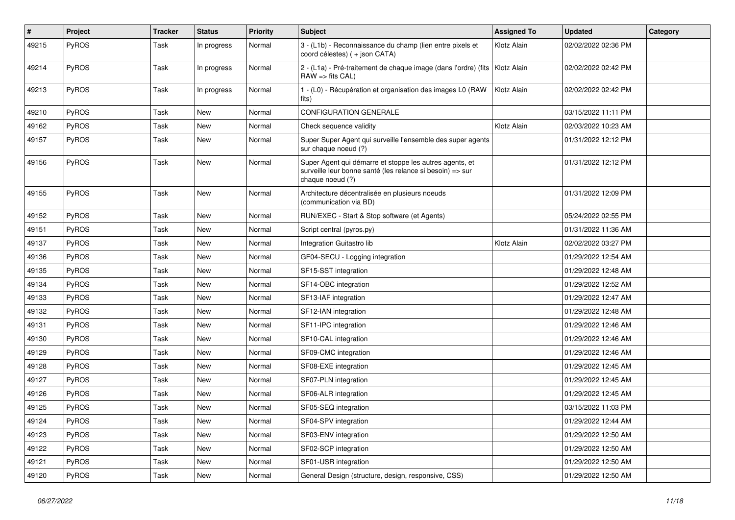| # | Project | Tracker | Status | Priority | Subject | Assigned To | Updated | Category |
|---|---|---|---|---|---|---|---|---|
| 49215 | PyROS | Task | In progress | Normal | 3 - (L1b) - Reconnaissance du champ (lien entre pixels et coord célestes) ( + json CATA) | Klotz Alain | 02/02/2022 02:36 PM | |
| 49214 | PyROS | Task | In progress | Normal | 2 - (L1a) - Pré-traitement de chaque image (dans l'ordre) (fits RAW => fits CAL) | Klotz Alain | 02/02/2022 02:42 PM | |
| 49213 | PyROS | Task | In progress | Normal | 1 - (L0) - Récupération et organisation des images L0 (RAW fits) | Klotz Alain | 02/02/2022 02:42 PM | |
| 49210 | PyROS | Task | New | Normal | CONFIGURATION GENERALE | | 03/15/2022 11:11 PM | |
| 49162 | PyROS | Task | New | Normal | Check sequence validity | Klotz Alain | 02/03/2022 10:23 AM | |
| 49157 | PyROS | Task | New | Normal | Super Super Agent qui surveille l'ensemble des super agents sur chaque noeud (?) | | 01/31/2022 12:12 PM | |
| 49156 | PyROS | Task | New | Normal | Super Agent qui démarre et stoppe les autres agents, et surveille leur bonne santé (les relance si besoin) => sur chaque noeud (?) | | 01/31/2022 12:12 PM | |
| 49155 | PyROS | Task | New | Normal | Architecture décentralisée en plusieurs noeuds (communication via BD) | | 01/31/2022 12:09 PM | |
| 49152 | PyROS | Task | New | Normal | RUN/EXEC - Start & Stop software (et Agents) | | 05/24/2022 02:55 PM | |
| 49151 | PyROS | Task | New | Normal | Script central (pyros.py) | | 01/31/2022 11:36 AM | |
| 49137 | PyROS | Task | New | Normal | Integration Guitastro lib | Klotz Alain | 02/02/2022 03:27 PM | |
| 49136 | PyROS | Task | New | Normal | GF04-SECU - Logging integration | | 01/29/2022 12:54 AM | |
| 49135 | PyROS | Task | New | Normal | SF15-SST integration | | 01/29/2022 12:48 AM | |
| 49134 | PyROS | Task | New | Normal | SF14-OBC integration | | 01/29/2022 12:52 AM | |
| 49133 | PyROS | Task | New | Normal | SF13-IAF integration | | 01/29/2022 12:47 AM | |
| 49132 | PyROS | Task | New | Normal | SF12-IAN integration | | 01/29/2022 12:48 AM | |
| 49131 | PyROS | Task | New | Normal | SF11-IPC integration | | 01/29/2022 12:46 AM | |
| 49130 | PyROS | Task | New | Normal | SF10-CAL integration | | 01/29/2022 12:46 AM | |
| 49129 | PyROS | Task | New | Normal | SF09-CMC integration | | 01/29/2022 12:46 AM | |
| 49128 | PyROS | Task | New | Normal | SF08-EXE integration | | 01/29/2022 12:45 AM | |
| 49127 | PyROS | Task | New | Normal | SF07-PLN integration | | 01/29/2022 12:45 AM | |
| 49126 | PyROS | Task | New | Normal | SF06-ALR integration | | 01/29/2022 12:45 AM | |
| 49125 | PyROS | Task | New | Normal | SF05-SEQ integration | | 03/15/2022 11:03 PM | |
| 49124 | PyROS | Task | New | Normal | SF04-SPV integration | | 01/29/2022 12:44 AM | |
| 49123 | PyROS | Task | New | Normal | SF03-ENV integration | | 01/29/2022 12:50 AM | |
| 49122 | PyROS | Task | New | Normal | SF02-SCP integration | | 01/29/2022 12:50 AM | |
| 49121 | PyROS | Task | New | Normal | SF01-USR integration | | 01/29/2022 12:50 AM | |
| 49120 | PyROS | Task | New | Normal | General Design (structure, design, responsive, CSS) | | 01/29/2022 12:50 AM | |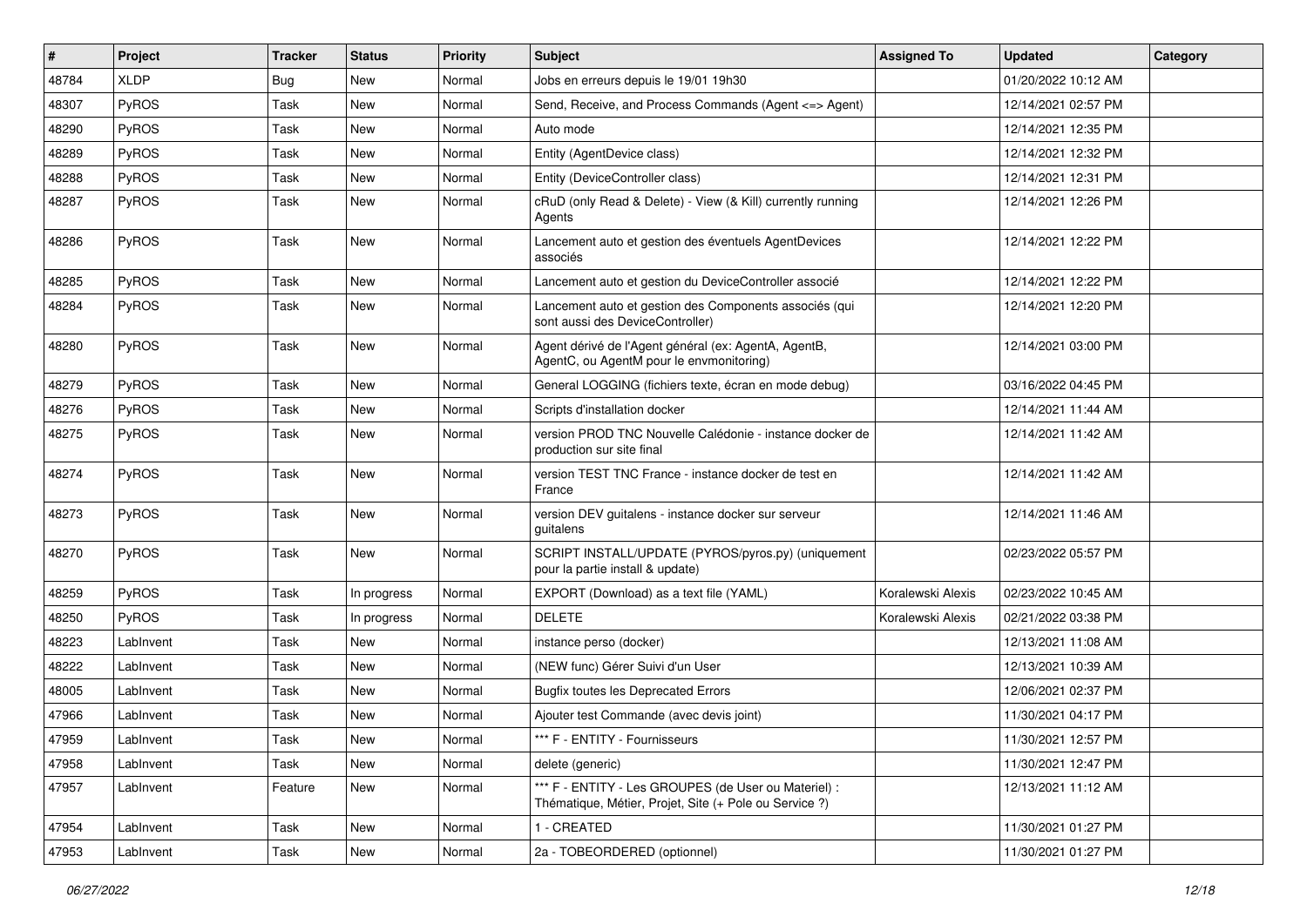| # | Project | Tracker | Status | Priority | Subject | Assigned To | Updated | Category |
|---|---|---|---|---|---|---|---|---|
| 48784 | XLDP | Bug | New | Normal | Jobs en erreurs depuis le 19/01 19h30 | | 01/20/2022 10:12 AM | |
| 48307 | PyROS | Task | New | Normal | Send, Receive, and Process Commands (Agent <=> Agent) | | 12/14/2021 02:57 PM | |
| 48290 | PyROS | Task | New | Normal | Auto mode | | 12/14/2021 12:35 PM | |
| 48289 | PyROS | Task | New | Normal | Entity (AgentDevice class) | | 12/14/2021 12:32 PM | |
| 48288 | PyROS | Task | New | Normal | Entity (DeviceController class) | | 12/14/2021 12:31 PM | |
| 48287 | PyROS | Task | New | Normal | cRuD (only Read & Delete) - View (& Kill) currently running Agents | | 12/14/2021 12:26 PM | |
| 48286 | PyROS | Task | New | Normal | Lancement auto et gestion des éventuels AgentDevices associés | | 12/14/2021 12:22 PM | |
| 48285 | PyROS | Task | New | Normal | Lancement auto et gestion du DeviceController associé | | 12/14/2021 12:22 PM | |
| 48284 | PyROS | Task | New | Normal | Lancement auto et gestion des Components associés (qui sont aussi des DeviceController) | | 12/14/2021 12:20 PM | |
| 48280 | PyROS | Task | New | Normal | Agent dérivé de l'Agent général (ex: AgentA, AgentB, AgentC, ou AgentM pour le envmonitoring) | | 12/14/2021 03:00 PM | |
| 48279 | PyROS | Task | New | Normal | General LOGGING (fichiers texte, écran en mode debug) | | 03/16/2022 04:45 PM | |
| 48276 | PyROS | Task | New | Normal | Scripts d'installation docker | | 12/14/2021 11:44 AM | |
| 48275 | PyROS | Task | New | Normal | version PROD TNC Nouvelle Calédonie - instance docker de production sur site final | | 12/14/2021 11:42 AM | |
| 48274 | PyROS | Task | New | Normal | version TEST TNC France - instance docker de test en France | | 12/14/2021 11:42 AM | |
| 48273 | PyROS | Task | New | Normal | version DEV guitalens - instance docker sur serveur guitalens | | 12/14/2021 11:46 AM | |
| 48270 | PyROS | Task | New | Normal | SCRIPT INSTALL/UPDATE (PYROS/pyros.py) (uniquement pour la partie install & update) | | 02/23/2022 05:57 PM | |
| 48259 | PyROS | Task | In progress | Normal | EXPORT (Download) as a text file (YAML) | Koralewski Alexis | 02/23/2022 10:45 AM | |
| 48250 | PyROS | Task | In progress | Normal | DELETE | Koralewski Alexis | 02/21/2022 03:38 PM | |
| 48223 | LabInvent | Task | New | Normal | instance perso (docker) | | 12/13/2021 11:08 AM | |
| 48222 | LabInvent | Task | New | Normal | (NEW func) Gérer Suivi d'un User | | 12/13/2021 10:39 AM | |
| 48005 | LabInvent | Task | New | Normal | Bugfix toutes les Deprecated Errors | | 12/06/2021 02:37 PM | |
| 47966 | LabInvent | Task | New | Normal | Ajouter test Commande (avec devis joint) | | 11/30/2021 04:17 PM | |
| 47959 | LabInvent | Task | New | Normal | *** F - ENTITY - Fournisseurs | | 11/30/2021 12:57 PM | |
| 47958 | LabInvent | Task | New | Normal | delete (generic) | | 11/30/2021 12:47 PM | |
| 47957 | LabInvent | Feature | New | Normal | *** F - ENTITY - Les GROUPES (de User ou Materiel) : Thématique, Métier, Projet, Site (+ Pole ou Service ?) | | 12/13/2021 11:12 AM | |
| 47954 | LabInvent | Task | New | Normal | 1 - CREATED | | 11/30/2021 01:27 PM | |
| 47953 | LabInvent | Task | New | Normal | 2a - TOBEORDERED (optionnel) | | 11/30/2021 01:27 PM | |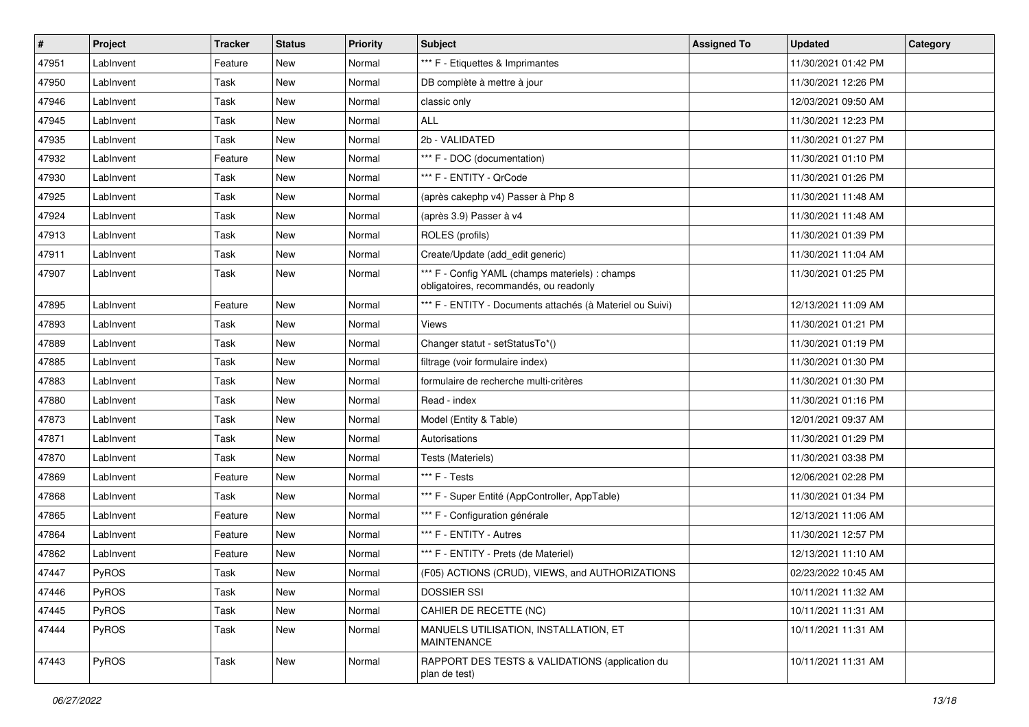| # | Project | Tracker | Status | Priority | Subject | Assigned To | Updated | Category |
|---|---|---|---|---|---|---|---|---|
| 47951 | LabInvent | Feature | New | Normal | *** F - Etiquettes & Imprimantes | | 11/30/2021 01:42 PM | |
| 47950 | LabInvent | Task | New | Normal | DB complète à mettre à jour | | 11/30/2021 12:26 PM | |
| 47946 | LabInvent | Task | New | Normal | classic only | | 12/03/2021 09:50 AM | |
| 47945 | LabInvent | Task | New | Normal | ALL | | 11/30/2021 12:23 PM | |
| 47935 | LabInvent | Task | New | Normal | 2b - VALIDATED | | 11/30/2021 01:27 PM | |
| 47932 | LabInvent | Feature | New | Normal | *** F - DOC (documentation) | | 11/30/2021 01:10 PM | |
| 47930 | LabInvent | Task | New | Normal | *** F - ENTITY - QrCode | | 11/30/2021 01:26 PM | |
| 47925 | LabInvent | Task | New | Normal | (après cakephp v4) Passer à Php 8 | | 11/30/2021 11:48 AM | |
| 47924 | LabInvent | Task | New | Normal | (après 3.9) Passer à v4 | | 11/30/2021 11:48 AM | |
| 47913 | LabInvent | Task | New | Normal | ROLES (profils) | | 11/30/2021 01:39 PM | |
| 47911 | LabInvent | Task | New | Normal | Create/Update (add_edit generic) | | 11/30/2021 11:04 AM | |
| 47907 | LabInvent | Task | New | Normal | *** F - Config YAML (champs materiels) : champs obligatoires, recommandés, ou readonly | | 11/30/2021 01:25 PM | |
| 47895 | LabInvent | Feature | New | Normal | *** F - ENTITY - Documents attachés (à Materiel ou Suivi) | | 12/13/2021 11:09 AM | |
| 47893 | LabInvent | Task | New | Normal | Views | | 11/30/2021 01:21 PM | |
| 47889 | LabInvent | Task | New | Normal | Changer statut - setStatusTo*() | | 11/30/2021 01:19 PM | |
| 47885 | LabInvent | Task | New | Normal | filtrage (voir formulaire index) | | 11/30/2021 01:30 PM | |
| 47883 | LabInvent | Task | New | Normal | formulaire de recherche multi-critères | | 11/30/2021 01:30 PM | |
| 47880 | LabInvent | Task | New | Normal | Read - index | | 11/30/2021 01:16 PM | |
| 47873 | LabInvent | Task | New | Normal | Model (Entity & Table) | | 12/01/2021 09:37 AM | |
| 47871 | LabInvent | Task | New | Normal | Autorisations | | 11/30/2021 01:29 PM | |
| 47870 | LabInvent | Task | New | Normal | Tests (Materiels) | | 11/30/2021 03:38 PM | |
| 47869 | LabInvent | Feature | New | Normal | *** F - Tests | | 12/06/2021 02:28 PM | |
| 47868 | LabInvent | Task | New | Normal | *** F - Super Entité (AppController, AppTable) | | 11/30/2021 01:34 PM | |
| 47865 | LabInvent | Feature | New | Normal | *** F - Configuration générale | | 12/13/2021 11:06 AM | |
| 47864 | LabInvent | Feature | New | Normal | *** F - ENTITY - Autres | | 11/30/2021 12:57 PM | |
| 47862 | LabInvent | Feature | New | Normal | *** F - ENTITY - Prets (de Materiel) | | 12/13/2021 11:10 AM | |
| 47447 | PyROS | Task | New | Normal | (F05) ACTIONS (CRUD), VIEWS, and AUTHORIZATIONS | | 02/23/2022 10:45 AM | |
| 47446 | PyROS | Task | New | Normal | DOSSIER SSI | | 10/11/2021 11:32 AM | |
| 47445 | PyROS | Task | New | Normal | CAHIER DE RECETTE (NC) | | 10/11/2021 11:31 AM | |
| 47444 | PyROS | Task | New | Normal | MANUELS UTILISATION, INSTALLATION, ET MAINTENANCE | | 10/11/2021 11:31 AM | |
| 47443 | PyROS | Task | New | Normal | RAPPORT DES TESTS & VALIDATIONS (application du plan de test) | | 10/11/2021 11:31 AM | |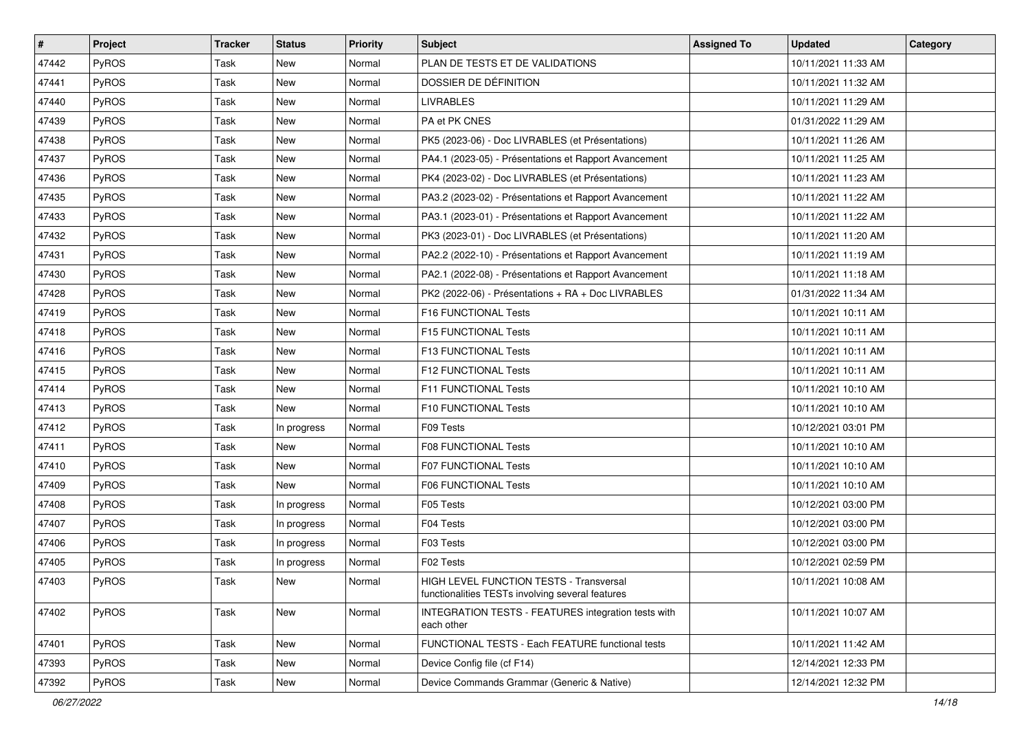| # | Project | Tracker | Status | Priority | Subject | Assigned To | Updated | Category |
|---|---|---|---|---|---|---|---|---|
| 47442 | PyROS | Task | New | Normal | PLAN DE TESTS ET DE VALIDATIONS | | 10/11/2021 11:33 AM | |
| 47441 | PyROS | Task | New | Normal | DOSSIER DE DÉFINITION | | 10/11/2021 11:32 AM | |
| 47440 | PyROS | Task | New | Normal | LIVRABLES | | 10/11/2021 11:29 AM | |
| 47439 | PyROS | Task | New | Normal | PA et PK CNES | | 01/31/2022 11:29 AM | |
| 47438 | PyROS | Task | New | Normal | PK5 (2023-06) - Doc LIVRABLES (et Présentations) | | 10/11/2021 11:26 AM | |
| 47437 | PyROS | Task | New | Normal | PA4.1 (2023-05) - Présentations et Rapport Avancement | | 10/11/2021 11:25 AM | |
| 47436 | PyROS | Task | New | Normal | PK4 (2023-02) - Doc LIVRABLES (et Présentations) | | 10/11/2021 11:23 AM | |
| 47435 | PyROS | Task | New | Normal | PA3.2 (2023-02) - Présentations et Rapport Avancement | | 10/11/2021 11:22 AM | |
| 47433 | PyROS | Task | New | Normal | PA3.1 (2023-01) - Présentations et Rapport Avancement | | 10/11/2021 11:22 AM | |
| 47432 | PyROS | Task | New | Normal | PK3 (2023-01) - Doc LIVRABLES (et Présentations) | | 10/11/2021 11:20 AM | |
| 47431 | PyROS | Task | New | Normal | PA2.2 (2022-10) - Présentations et Rapport Avancement | | 10/11/2021 11:19 AM | |
| 47430 | PyROS | Task | New | Normal | PA2.1 (2022-08) - Présentations et Rapport Avancement | | 10/11/2021 11:18 AM | |
| 47428 | PyROS | Task | New | Normal | PK2 (2022-06) - Présentations + RA + Doc LIVRABLES | | 01/31/2022 11:34 AM | |
| 47419 | PyROS | Task | New | Normal | F16 FUNCTIONAL Tests | | 10/11/2021 10:11 AM | |
| 47418 | PyROS | Task | New | Normal | F15 FUNCTIONAL Tests | | 10/11/2021 10:11 AM | |
| 47416 | PyROS | Task | New | Normal | F13 FUNCTIONAL Tests | | 10/11/2021 10:11 AM | |
| 47415 | PyROS | Task | New | Normal | F12 FUNCTIONAL Tests | | 10/11/2021 10:11 AM | |
| 47414 | PyROS | Task | New | Normal | F11 FUNCTIONAL Tests | | 10/11/2021 10:10 AM | |
| 47413 | PyROS | Task | New | Normal | F10 FUNCTIONAL Tests | | 10/11/2021 10:10 AM | |
| 47412 | PyROS | Task | In progress | Normal | F09 Tests | | 10/12/2021 03:01 PM | |
| 47411 | PyROS | Task | New | Normal | F08 FUNCTIONAL Tests | | 10/11/2021 10:10 AM | |
| 47410 | PyROS | Task | New | Normal | F07 FUNCTIONAL Tests | | 10/11/2021 10:10 AM | |
| 47409 | PyROS | Task | New | Normal | F06 FUNCTIONAL Tests | | 10/11/2021 10:10 AM | |
| 47408 | PyROS | Task | In progress | Normal | F05 Tests | | 10/12/2021 03:00 PM | |
| 47407 | PyROS | Task | In progress | Normal | F04 Tests | | 10/12/2021 03:00 PM | |
| 47406 | PyROS | Task | In progress | Normal | F03 Tests | | 10/12/2021 03:00 PM | |
| 47405 | PyROS | Task | In progress | Normal | F02 Tests | | 10/12/2021 02:59 PM | |
| 47403 | PyROS | Task | New | Normal | HIGH LEVEL FUNCTION TESTS - Transversal functionalities TESTs involving several features | | 10/11/2021 10:08 AM | |
| 47402 | PyROS | Task | New | Normal | INTEGRATION TESTS - FEATURES integration tests with each other | | 10/11/2021 10:07 AM | |
| 47401 | PyROS | Task | New | Normal | FUNCTIONAL TESTS - Each FEATURE functional tests | | 10/11/2021 11:42 AM | |
| 47393 | PyROS | Task | New | Normal | Device Config file (cf F14) | | 12/14/2021 12:33 PM | |
| 47392 | PyROS | Task | New | Normal | Device Commands Grammar (Generic & Native) | | 12/14/2021 12:32 PM | |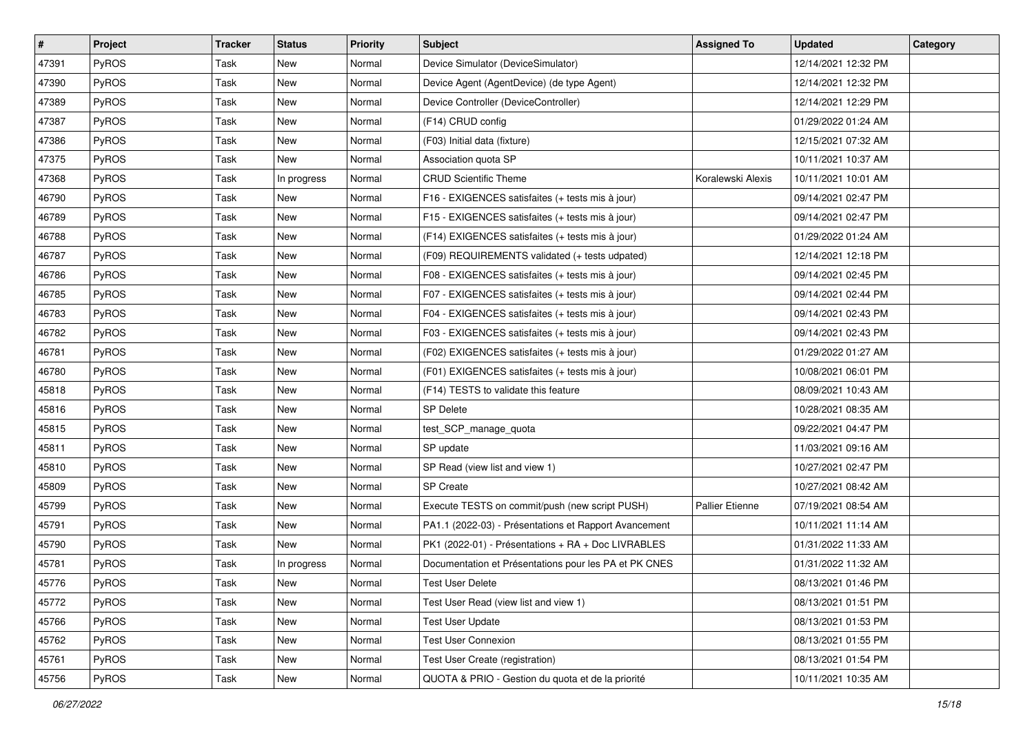| # | Project | Tracker | Status | Priority | Subject | Assigned To | Updated | Category |
|---|---|---|---|---|---|---|---|---|
| 47391 | PyROS | Task | New | Normal | Device Simulator (DeviceSimulator) | | 12/14/2021 12:32 PM | |
| 47390 | PyROS | Task | New | Normal | Device Agent (AgentDevice) (de type Agent) | | 12/14/2021 12:32 PM | |
| 47389 | PyROS | Task | New | Normal | Device Controller (DeviceController) | | 12/14/2021 12:29 PM | |
| 47387 | PyROS | Task | New | Normal | (F14) CRUD config | | 01/29/2022 01:24 AM | |
| 47386 | PyROS | Task | New | Normal | (F03) Initial data (fixture) | | 12/15/2021 07:32 AM | |
| 47375 | PyROS | Task | New | Normal | Association quota SP | | 10/11/2021 10:37 AM | |
| 47368 | PyROS | Task | In progress | Normal | CRUD Scientific Theme | Koralewski Alexis | 10/11/2021 10:01 AM | |
| 46790 | PyROS | Task | New | Normal | F16 - EXIGENCES satisfaites (+ tests mis à jour) | | 09/14/2021 02:47 PM | |
| 46789 | PyROS | Task | New | Normal | F15 - EXIGENCES satisfaites (+ tests mis à jour) | | 09/14/2021 02:47 PM | |
| 46788 | PyROS | Task | New | Normal | (F14) EXIGENCES satisfaites (+ tests mis à jour) | | 01/29/2022 01:24 AM | |
| 46787 | PyROS | Task | New | Normal | (F09) REQUIREMENTS validated (+ tests udpated) | | 12/14/2021 12:18 PM | |
| 46786 | PyROS | Task | New | Normal | F08 - EXIGENCES satisfaites (+ tests mis à jour) | | 09/14/2021 02:45 PM | |
| 46785 | PyROS | Task | New | Normal | F07 - EXIGENCES satisfaites (+ tests mis à jour) | | 09/14/2021 02:44 PM | |
| 46783 | PyROS | Task | New | Normal | F04 - EXIGENCES satisfaites (+ tests mis à jour) | | 09/14/2021 02:43 PM | |
| 46782 | PyROS | Task | New | Normal | F03 - EXIGENCES satisfaites (+ tests mis à jour) | | 09/14/2021 02:43 PM | |
| 46781 | PyROS | Task | New | Normal | (F02) EXIGENCES satisfaites (+ tests mis à jour) | | 01/29/2022 01:27 AM | |
| 46780 | PyROS | Task | New | Normal | (F01) EXIGENCES satisfaites (+ tests mis à jour) | | 10/08/2021 06:01 PM | |
| 45818 | PyROS | Task | New | Normal | (F14) TESTS to validate this feature | | 08/09/2021 10:43 AM | |
| 45816 | PyROS | Task | New | Normal | SP Delete | | 10/28/2021 08:35 AM | |
| 45815 | PyROS | Task | New | Normal | test_SCP_manage_quota | | 09/22/2021 04:47 PM | |
| 45811 | PyROS | Task | New | Normal | SP update | | 11/03/2021 09:16 AM | |
| 45810 | PyROS | Task | New | Normal | SP Read (view list and view 1) | | 10/27/2021 02:47 PM | |
| 45809 | PyROS | Task | New | Normal | SP Create | | 10/27/2021 08:42 AM | |
| 45799 | PyROS | Task | New | Normal | Execute TESTS on commit/push (new script PUSH) | Pallier Etienne | 07/19/2021 08:54 AM | |
| 45791 | PyROS | Task | New | Normal | PA1.1 (2022-03) - Présentations et Rapport Avancement | | 10/11/2021 11:14 AM | |
| 45790 | PyROS | Task | New | Normal | PK1 (2022-01) - Présentations + RA + Doc LIVRABLES | | 01/31/2022 11:33 AM | |
| 45781 | PyROS | Task | In progress | Normal | Documentation et Présentations pour les PA et PK CNES | | 01/31/2022 11:32 AM | |
| 45776 | PyROS | Task | New | Normal | Test User Delete | | 08/13/2021 01:46 PM | |
| 45772 | PyROS | Task | New | Normal | Test User Read (view list and view 1) | | 08/13/2021 01:51 PM | |
| 45766 | PyROS | Task | New | Normal | Test User Update | | 08/13/2021 01:53 PM | |
| 45762 | PyROS | Task | New | Normal | Test User Connexion | | 08/13/2021 01:55 PM | |
| 45761 | PyROS | Task | New | Normal | Test User Create (registration) | | 08/13/2021 01:54 PM | |
| 45756 | PyROS | Task | New | Normal | QUOTA & PRIO - Gestion du quota et de la priorité | | 10/11/2021 10:35 AM | |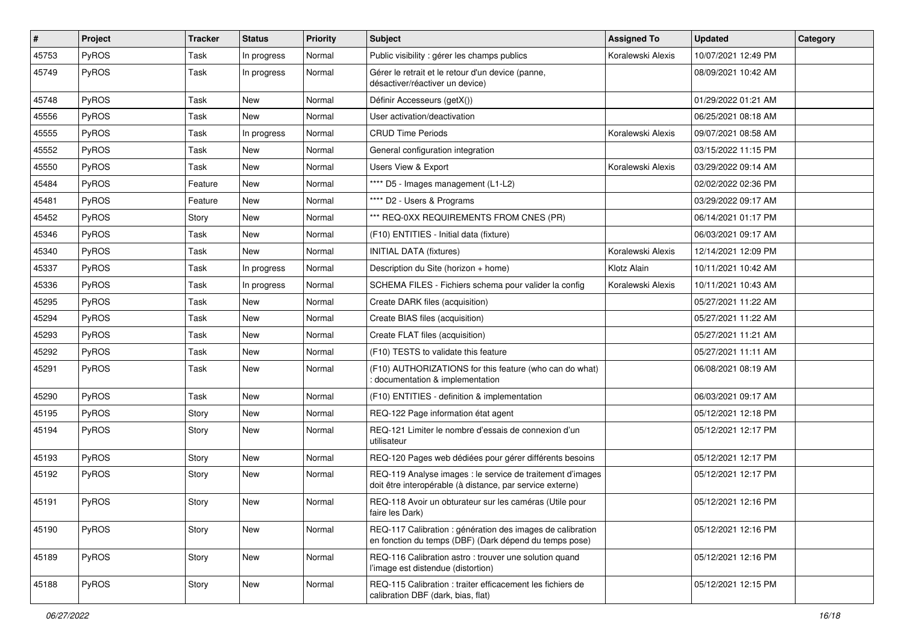| # | Project | Tracker | Status | Priority | Subject | Assigned To | Updated | Category |
| --- | --- | --- | --- | --- | --- | --- | --- | --- |
| 45753 | PyROS | Task | In progress | Normal | Public visibility : gérer les champs publics | Koralewski Alexis | 10/07/2021 12:49 PM | |
| 45749 | PyROS | Task | In progress | Normal | Gérer le retrait et le retour d'un device (panne, désactiver/réactiver un device) | | 08/09/2021 10:42 AM | |
| 45748 | PyROS | Task | New | Normal | Définir Accesseurs (getX()) | | 01/29/2022 01:21 AM | |
| 45556 | PyROS | Task | New | Normal | User activation/deactivation | | 06/25/2021 08:18 AM | |
| 45555 | PyROS | Task | In progress | Normal | CRUD Time Periods | Koralewski Alexis | 09/07/2021 08:58 AM | |
| 45552 | PyROS | Task | New | Normal | General configuration integration | | 03/15/2022 11:15 PM | |
| 45550 | PyROS | Task | New | Normal | Users View & Export | Koralewski Alexis | 03/29/2022 09:14 AM | |
| 45484 | PyROS | Feature | New | Normal | **** D5 - Images management (L1-L2) | | 02/02/2022 02:36 PM | |
| 45481 | PyROS | Feature | New | Normal | **** D2 - Users & Programs | | 03/29/2022 09:17 AM | |
| 45452 | PyROS | Story | New | Normal | *** REQ-0XX REQUIREMENTS FROM CNES (PR) | | 06/14/2021 01:17 PM | |
| 45346 | PyROS | Task | New | Normal | (F10) ENTITIES - Initial data (fixture) | | 06/03/2021 09:17 AM | |
| 45340 | PyROS | Task | New | Normal | INITIAL DATA (fixtures) | Koralewski Alexis | 12/14/2021 12:09 PM | |
| 45337 | PyROS | Task | In progress | Normal | Description du Site (horizon + home) | Klotz Alain | 10/11/2021 10:42 AM | |
| 45336 | PyROS | Task | In progress | Normal | SCHEMA FILES - Fichiers schema pour valider la config | Koralewski Alexis | 10/11/2021 10:43 AM | |
| 45295 | PyROS | Task | New | Normal | Create DARK files (acquisition) | | 05/27/2021 11:22 AM | |
| 45294 | PyROS | Task | New | Normal | Create BIAS files (acquisition) | | 05/27/2021 11:22 AM | |
| 45293 | PyROS | Task | New | Normal | Create FLAT files (acquisition) | | 05/27/2021 11:21 AM | |
| 45292 | PyROS | Task | New | Normal | (F10) TESTS to validate this feature | | 05/27/2021 11:11 AM | |
| 45291 | PyROS | Task | New | Normal | (F10) AUTHORIZATIONS for this feature (who can do what) : documentation & implementation | | 06/08/2021 08:19 AM | |
| 45290 | PyROS | Task | New | Normal | (F10) ENTITIES - definition & implementation | | 06/03/2021 09:17 AM | |
| 45195 | PyROS | Story | New | Normal | REQ-122 Page information état agent | | 05/12/2021 12:18 PM | |
| 45194 | PyROS | Story | New | Normal | REQ-121 Limiter le nombre d'essais de connexion d'un utilisateur | | 05/12/2021 12:17 PM | |
| 45193 | PyROS | Story | New | Normal | REQ-120 Pages web dédiées pour gérer différents besoins | | 05/12/2021 12:17 PM | |
| 45192 | PyROS | Story | New | Normal | REQ-119 Analyse images : le service de traitement d'images doit être interopérable (à distance, par service externe) | | 05/12/2021 12:17 PM | |
| 45191 | PyROS | Story | New | Normal | REQ-118 Avoir un obturateur sur les caméras (Utile pour faire les Dark) | | 05/12/2021 12:16 PM | |
| 45190 | PyROS | Story | New | Normal | REQ-117 Calibration : génération des images de calibration en fonction du temps (DBF) (Dark dépend du temps pose) | | 05/12/2021 12:16 PM | |
| 45189 | PyROS | Story | New | Normal | REQ-116 Calibration astro : trouver une solution quand l'image est distendue (distortion) | | 05/12/2021 12:16 PM | |
| 45188 | PyROS | Story | New | Normal | REQ-115 Calibration : traiter efficacement les fichiers de calibration DBF (dark, bias, flat) | | 05/12/2021 12:15 PM | |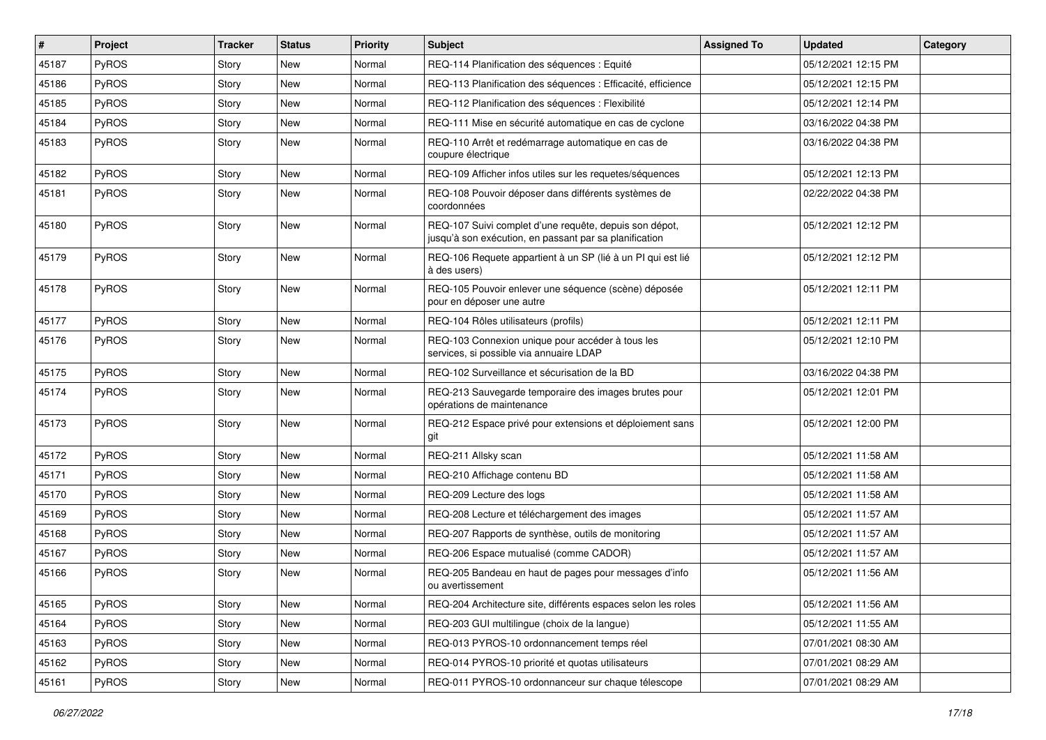| # | Project | Tracker | Status | Priority | Subject | Assigned To | Updated | Category |
|---|---|---|---|---|---|---|---|---|
| 45187 | PyROS | Story | New | Normal | REQ-114 Planification des séquences : Equité | | 05/12/2021 12:15 PM | |
| 45186 | PyROS | Story | New | Normal | REQ-113 Planification des séquences : Efficacité, efficience | | 05/12/2021 12:15 PM | |
| 45185 | PyROS | Story | New | Normal | REQ-112 Planification des séquences : Flexibilité | | 05/12/2021 12:14 PM | |
| 45184 | PyROS | Story | New | Normal | REQ-111 Mise en sécurité automatique en cas de cyclone | | 03/16/2022 04:38 PM | |
| 45183 | PyROS | Story | New | Normal | REQ-110 Arrêt et redémarrage automatique en cas de coupure électrique | | 03/16/2022 04:38 PM | |
| 45182 | PyROS | Story | New | Normal | REQ-109 Afficher infos utiles sur les requetes/séquences | | 05/12/2021 12:13 PM | |
| 45181 | PyROS | Story | New | Normal | REQ-108 Pouvoir déposer dans différents systèmes de coordonnées | | 02/22/2022 04:38 PM | |
| 45180 | PyROS | Story | New | Normal | REQ-107 Suivi complet d'une requête, depuis son dépot, jusqu'à son exécution, en passant par sa planification | | 05/12/2021 12:12 PM | |
| 45179 | PyROS | Story | New | Normal | REQ-106 Requete appartient à un SP (lié à un PI qui est lié à des users) | | 05/12/2021 12:12 PM | |
| 45178 | PyROS | Story | New | Normal | REQ-105 Pouvoir enlever une séquence (scène) déposée pour en déposer une autre | | 05/12/2021 12:11 PM | |
| 45177 | PyROS | Story | New | Normal | REQ-104 Rôles utilisateurs (profils) | | 05/12/2021 12:11 PM | |
| 45176 | PyROS | Story | New | Normal | REQ-103 Connexion unique pour accéder à tous les services, si possible via annuaire LDAP | | 05/12/2021 12:10 PM | |
| 45175 | PyROS | Story | New | Normal | REQ-102 Surveillance et sécurisation de la BD | | 03/16/2022 04:38 PM | |
| 45174 | PyROS | Story | New | Normal | REQ-213 Sauvegarde temporaire des images brutes pour opérations de maintenance | | 05/12/2021 12:01 PM | |
| 45173 | PyROS | Story | New | Normal | REQ-212 Espace privé pour extensions et déploiement sans git | | 05/12/2021 12:00 PM | |
| 45172 | PyROS | Story | New | Normal | REQ-211 Allsky scan | | 05/12/2021 11:58 AM | |
| 45171 | PyROS | Story | New | Normal | REQ-210 Affichage contenu BD | | 05/12/2021 11:58 AM | |
| 45170 | PyROS | Story | New | Normal | REQ-209 Lecture des logs | | 05/12/2021 11:58 AM | |
| 45169 | PyROS | Story | New | Normal | REQ-208 Lecture et téléchargement des images | | 05/12/2021 11:57 AM | |
| 45168 | PyROS | Story | New | Normal | REQ-207 Rapports de synthèse, outils de monitoring | | 05/12/2021 11:57 AM | |
| 45167 | PyROS | Story | New | Normal | REQ-206 Espace mutualisé (comme CADOR) | | 05/12/2021 11:57 AM | |
| 45166 | PyROS | Story | New | Normal | REQ-205 Bandeau en haut de pages pour messages d'info ou avertissement | | 05/12/2021 11:56 AM | |
| 45165 | PyROS | Story | New | Normal | REQ-204 Architecture site, différents espaces selon les roles | | 05/12/2021 11:56 AM | |
| 45164 | PyROS | Story | New | Normal | REQ-203 GUI multilingue (choix de la langue) | | 05/12/2021 11:55 AM | |
| 45163 | PyROS | Story | New | Normal | REQ-013 PYROS-10 ordonnancement temps réel | | 07/01/2021 08:30 AM | |
| 45162 | PyROS | Story | New | Normal | REQ-014 PYROS-10 priorité et quotas utilisateurs | | 07/01/2021 08:29 AM | |
| 45161 | PyROS | Story | New | Normal | REQ-011 PYROS-10 ordonnanceur sur chaque télescope | | 07/01/2021 08:29 AM | |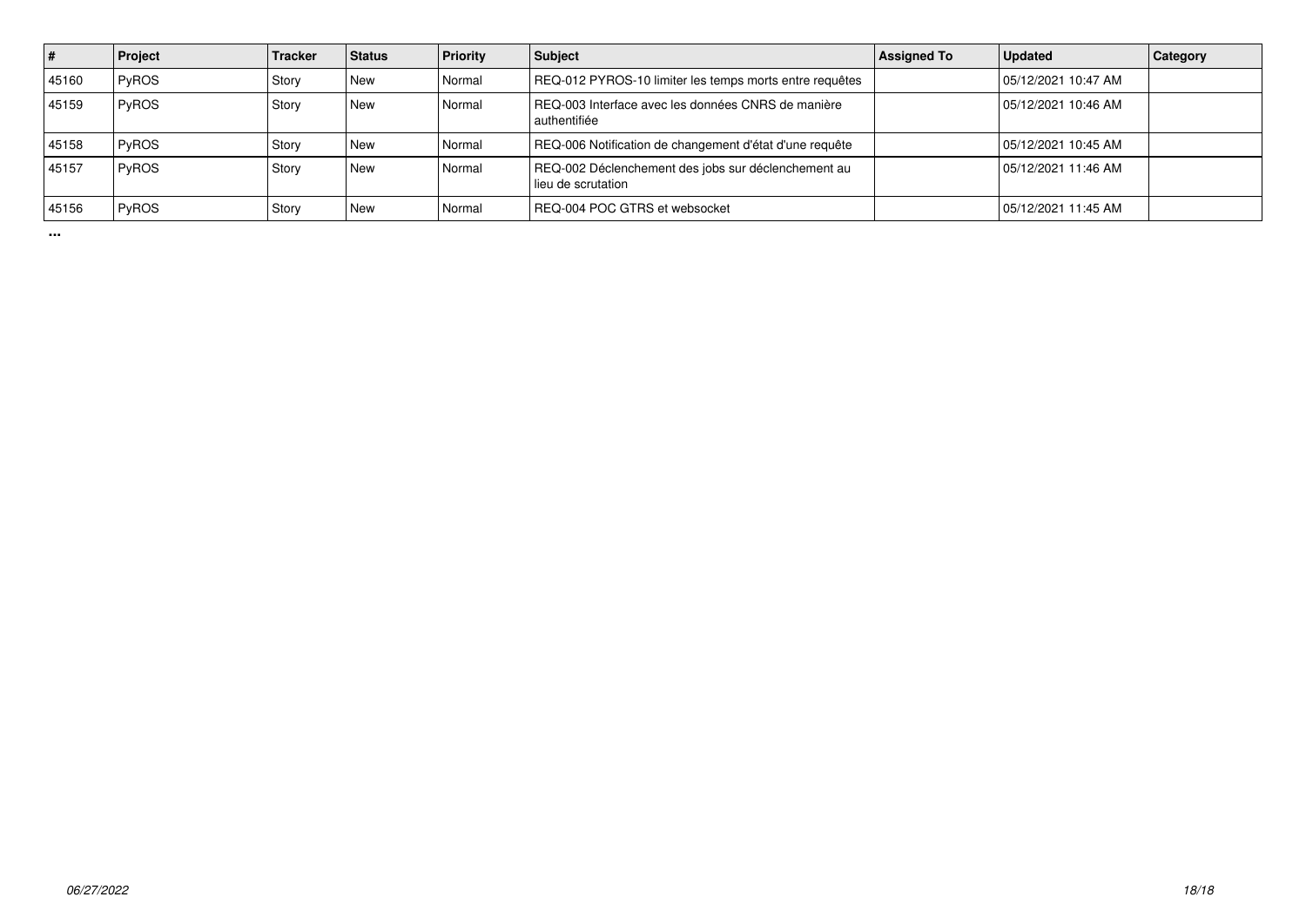| # | Project | Tracker | Status | Priority | Subject | Assigned To | Updated | Category |
|---|---|---|---|---|---|---|---|---|
| 45160 | PyROS | Story | New | Normal | REQ-012 PYROS-10 limiter les temps morts entre requêtes | | 05/12/2021 10:47 AM | |
| 45159 | PyROS | Story | New | Normal | REQ-003 Interface avec les données CNRS de manière authentifiée | | 05/12/2021 10:46 AM | |
| 45158 | PyROS | Story | New | Normal | REQ-006 Notification de changement d'état d'une requête | | 05/12/2021 10:45 AM | |
| 45157 | PyROS | Story | New | Normal | REQ-002 Déclenchement des jobs sur déclenchement au lieu de scrutation | | 05/12/2021 11:46 AM | |
| 45156 | PyROS | Story | New | Normal | REQ-004 POC GTRS et websocket | | 05/12/2021 11:45 AM | |

...